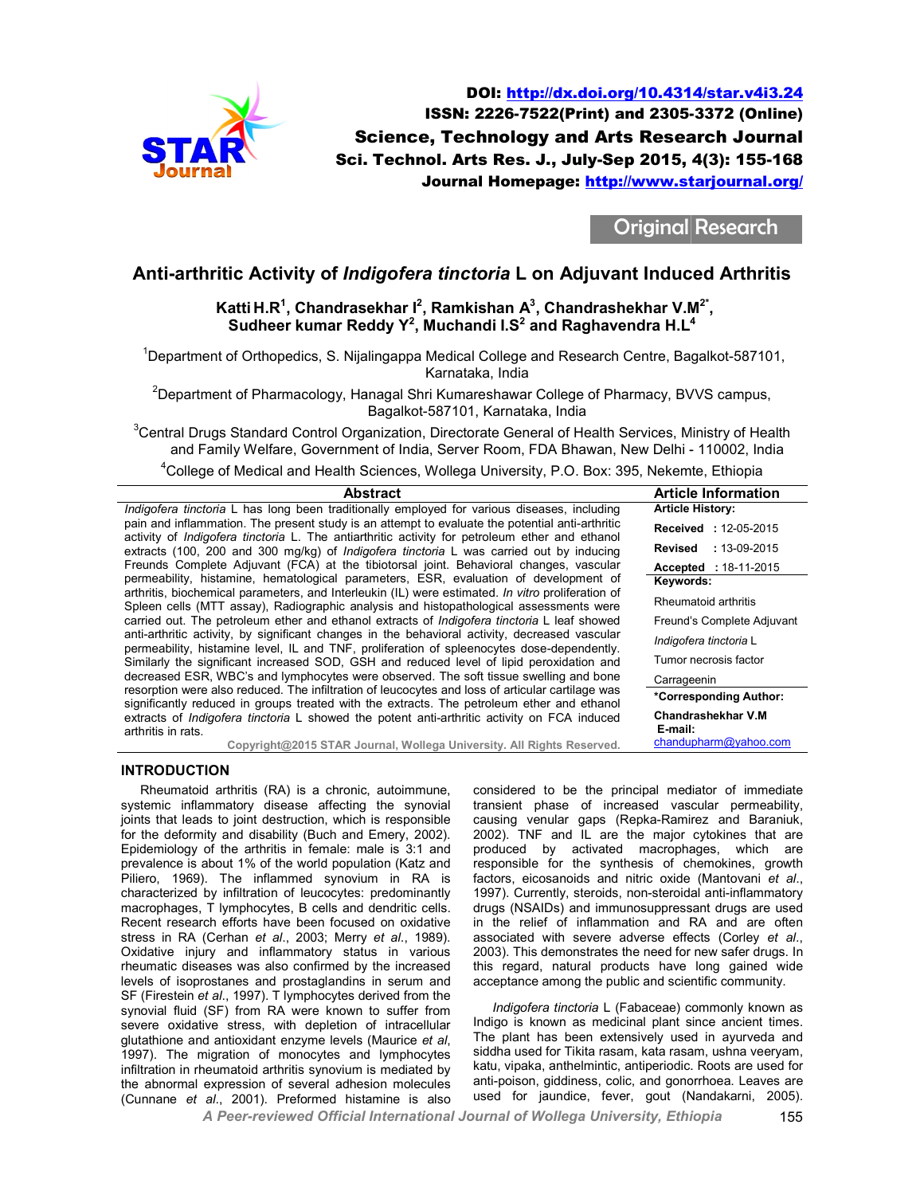DOI: http://dx.doi.org/10.4314/star.v4i3.24
ISSN: 2226-7522(Print) and 2305-3372 (Online)
Science, Technology and Arts Research Journal
Sci. Technol. Arts Res. J., July-Sep 2015, 4(3): 155-168
Journal Homepage: http://www.starjournal.org/

Original Research

# Anti-arthritic Activity of *Indigofera tinctoria* L on Adjuvant Induced Arthritis

**Katti H.R[1], Chandrasekhar I[2], Ramkishan A[3], Chandrashekhar V.M[2*], Sudheer kumar Reddy Y[2], Muchandi I.S[2] and Raghavendra H.L[4]**

[1]Department of Orthopedics, S. Nijalingappa Medical College and Research Centre, Bagalkot-587101, Karnataka, India

[2]Department of Pharmacology, Hanagal Shri Kumareshawar College of Pharmacy, BVVS campus, Bagalkot-587101, Karnataka, India

[3]Central Drugs Standard Control Organization, Directorate General of Health Services, Ministry of Health and Family Welfare, Government of India, Server Room, FDA Bhawan, New Delhi - 110002, India

[4]College of Medical and Health Sciences, Wollega University, P.O. Box: 395, Nekemte, Ethiopia

## Abstract

*Indigofera tinctoria* L has long been traditionally employed for various diseases, including pain and inflammation. The present study is an attempt to evaluate the potential anti-arthritic activity of *Indigofera tinctoria* L. The antiarthritic activity for petroleum ether and ethanol extracts (100, 200 and 300 mg/kg) of *Indigofera tinctoria* L was carried out by inducing Freunds Complete Adjuvant (FCA) at the tibiotorsal joint. Behavioral changes, vascular permeability, histamine, hematological parameters, ESR, evaluation of development of arthritis, biochemical parameters, and Interleukin (IL) were estimated. *In vitro* proliferation of Spleen cells (MTT assay), Radiographic analysis and histopathological assessments were carried out. The petroleum ether and ethanol extracts of *Indigofera tinctoria* L leaf showed anti-arthritic activity, by significant changes in the behavioral activity, decreased vascular permeability, histamine level, IL and TNF, proliferation of spleenocytes dose-dependently. Similarly the significant increased SOD, GSH and reduced level of lipid peroxidation and decreased ESR, WBC's and lymphocytes were observed. The soft tissue swelling and bone resorption were also reduced. The infiltration of leucocytes and loss of articular cartilage was significantly reduced in groups treated with the extracts. The petroleum ether and ethanol extracts of *Indigofera tinctoria* L showed the potent anti-arthritic activity on FCA induced arthritis in rats.

Copyright@2015 STAR Journal, Wollega University. All Rights Reserved.

## Article Information

**Article History:**

**Received** : 12-05-2015

**Revised** : 13-09-2015

**Accepted** : 18-11-2015

**Keywords:**

Rheumatoid arthritis

Freund's Complete Adjuvant

*Indigofera tinctoria* L

Tumor necrosis factor

Carrageenin

**\*Corresponding Author:**

**Chandrashekhar V.M**

**E-mail:**

chandupharm@yahoo.com

## INTRODUCTION

Rheumatoid arthritis (RA) is a chronic, autoimmune, systemic inflammatory disease affecting the synovial joints that leads to joint destruction, which is responsible for the deformity and disability (Buch and Emery, 2002). Epidemiology of the arthritis in female: male is 3:1 and prevalence is about 1% of the world population (Katz and Piliero, 1969). The inflammed synovium in RA is characterized by infiltration of leucocytes: predominantly macrophages, T lymphocytes, B cells and dendritic cells. Recent research efforts have been focused on oxidative stress in RA (Cerhan *et al*., 2003; Merry *et al*., 1989). Oxidative injury and inflammatory status in various rheumatic diseases was also confirmed by the increased levels of isoprostanes and prostaglandins in serum and SF (Firestein *et al*., 1997). T lymphocytes derived from the synovial fluid (SF) from RA were known to suffer from severe oxidative stress, with depletion of intracellular glutathione and antioxidant enzyme levels (Maurice *et al*, 1997). The migration of monocytes and lymphocytes infiltration in rheumatoid arthritis synovium is mediated by the abnormal expression of several adhesion molecules (Cunnane *et al*., 2001). Preformed histamine is also considered to be the principal mediator of immediate transient phase of increased vascular permeability, causing venular gaps (Repka-Ramirez and Baraniuk, 2002). TNF and IL are the major cytokines that are produced by activated macrophages, which are responsible for the synthesis of chemokines, growth factors, eicosanoids and nitric oxide (Mantovani *et al*., 1997). Currently, steroids, non-steroidal anti-inflammatory drugs (NSAIDs) and immunosuppressant drugs are used in the relief of inflammation and RA and are often associated with severe adverse effects (Corley *et al*., 2003). This demonstrates the need for new safer drugs. In this regard, natural products have long gained wide acceptance among the public and scientific community.

*Indigofera tinctoria* L (Fabaceae) commonly known as Indigo is known as medicinal plant since ancient times. The plant has been extensively used in ayurveda and siddha used for Tikita rasam, kata rasam, ushna veeryam, katu, vipaka, anthelmintic, antiperiodic. Roots are used for anti-poison, giddiness, colic, and gonorrhoea. Leaves are used for jaundice, fever, gout (Nandakarni, 2005).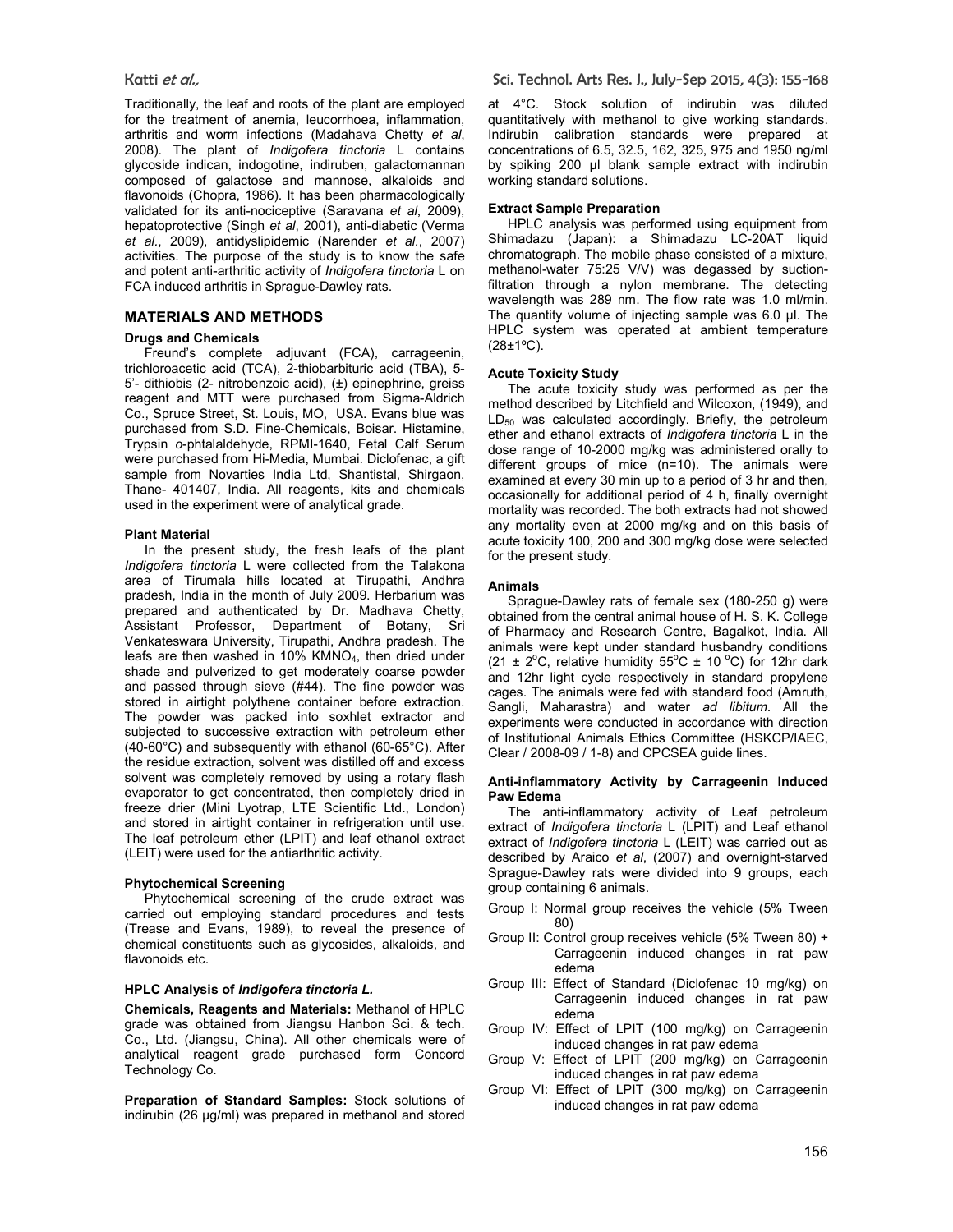Traditionally, the leaf and roots of the plant are employed for the treatment of anemia, leucorrhoea, inflammation, arthritis and worm infections (Madahava Chetty *et al*, 2008). The plant of *Indigofera tinctoria* L contains glycoside indican, indogotine, indiruben, galactomannan composed of galactose and mannose, alkaloids and flavonoids (Chopra, 1986). It has been pharmacologically validated for its anti-nociceptive (Saravana *et al*, 2009), hepatoprotective (Singh *et al*, 2001), anti-diabetic (Verma *et al*., 2009), antidyslipidemic (Narender *et al*., 2007) activities. The purpose of the study is to know the safe and potent anti-arthritic activity of *Indigofera tinctoria* L on FCA induced arthritis in Sprague-Dawley rats.

## MATERIALS AND METHODS

### Drugs and Chemicals

Freund's complete adjuvant (FCA), carrageenin, trichloroacetic acid (TCA), 2-thiobarbituric acid (TBA), 5-5'- dithiobis (2- nitrobenzoic acid), (±) epinephrine, greiss reagent and MTT were purchased from Sigma-Aldrich Co., Spruce Street, St. Louis, MO, USA. Evans blue was purchased from S.D. Fine-Chemicals, Boisar. Histamine, Trypsin *o*-phtalaldehyde, RPMI-1640, Fetal Calf Serum were purchased from Hi-Media, Mumbai. Diclofenac, a gift sample from Novarties India Ltd, Shantistal, Shirgaon, Thane- 401407, India. All reagents, kits and chemicals used in the experiment were of analytical grade.

### Plant Material

In the present study, the fresh leafs of the plant *Indigofera tinctoria* L were collected from the Talakona area of Tirumala hills located at Tirupathi, Andhra pradesh, India in the month of July 2009. Herbarium was prepared and authenticated by Dr. Madhava Chetty, Assistant Professor, Department of Botany, Sri Venkateswara University, Tirupathi, Andhra pradesh. The leafs are then washed in 10% $KMNO_4$, then dried under shade and pulverized to get moderately coarse powder and passed through sieve (#44). The fine powder was stored in airtight polythene container before extraction. The powder was packed into soxhlet extractor and subjected to successive extraction with petroleum ether (40-60°C) and subsequently with ethanol (60-65°C). After the residue extraction, solvent was distilled off and excess solvent was completely removed by using a rotary flash evaporator to get concentrated, then completely dried in freeze drier (Mini Lyotrap, LTE Scientific Ltd., London) and stored in airtight container in refrigeration until use. The leaf petroleum ether (LPIT) and leaf ethanol extract (LEIT) were used for the antiarthritic activity.

### Phytochemical Screening

Phytochemical screening of the crude extract was carried out employing standard procedures and tests (Trease and Evans, 1989), to reveal the presence of chemical constituents such as glycosides, alkaloids, and flavonoids etc.

### HPLC Analysis of *Indigofera tinctoria L.*

**Chemicals, Reagents and Materials:** Methanol of HPLC grade was obtained from Jiangsu Hanbon Sci. & tech. Co., Ltd. (Jiangsu, China). All other chemicals were of analytical reagent grade purchased form Concord Technology Co.

**Preparation of Standard Samples:** Stock solutions of indirubin (26 µg/ml) was prepared in methanol and stored at 4°C. Stock solution of indirubin was diluted quantitatively with methanol to give working standards. Indirubin calibration standards were prepared at concentrations of 6.5, 32.5, 162, 325, 975 and 1950 ng/ml by spiking 200 µl blank sample extract with indirubin working standard solutions.

### Extract Sample Preparation

HPLC analysis was performed using equipment from Shimadazu (Japan): a Shimadazu LC-20AT liquid chromatograph. The mobile phase consisted of a mixture, methanol-water 75:25 V/V) was degassed by suction-filtration through a nylon membrane. The detecting wavelength was 289 nm. The flow rate was 1.0 ml/min. The quantity volume of injecting sample was 6.0 µl. The HPLC system was operated at ambient temperature (28±1ºC).

### Acute Toxicity Study

The acute toxicity study was performed as per the method described by Litchfield and Wilcoxon, (1949), and $LD_{50}$ was calculated accordingly. Briefly, the petroleum ether and ethanol extracts of *Indigofera tinctoria* L in the dose range of 10-2000 mg/kg was administered orally to different groups of mice (n=10). The animals were examined at every 30 min up to a period of 3 hr and then, occasionally for additional period of 4 h, finally overnight mortality was recorded. The both extracts had not showed any mortality even at 2000 mg/kg and on this basis of acute toxicity 100, 200 and 300 mg/kg dose were selected for the present study.

### Animals

Sprague-Dawley rats of female sex (180-250 g) were obtained from the central animal house of H. S. K. College of Pharmacy and Research Centre, Bagalkot, India. All animals were kept under standard husbandry conditions (21 ± 2°C, relative humidity 55°C ± 10 °C) for 12hr dark and 12hr light cycle respectively in standard propylene cages. The animals were fed with standard food (Amruth, Sangli, Maharastra) and water *ad libitum*. All the experiments were conducted in accordance with direction of Institutional Animals Ethics Committee (HSKCP/IAEC, Clear / 2008-09 / 1-8) and CPCSEA guide lines.

### Anti-inflammatory Activity by Carrageenin Induced Paw Edema

The anti-inflammatory activity of Leaf petroleum extract of *Indigofera tinctoria* L (LPIT) and Leaf ethanol extract of *Indigofera tinctoria* L (LEIT) was carried out as described by Araico *et al*, (2007) and overnight-starved Sprague-Dawley rats were divided into 9 groups, each group containing 6 animals.

- Group I: Normal group receives the vehicle (5% Tween 80)
- Group II: Control group receives vehicle (5% Tween 80) + Carrageenin induced changes in rat paw edema
- Group III: Effect of Standard (Diclofenac 10 mg/kg) on Carrageenin induced changes in rat paw edema
- Group IV: Effect of LPIT (100 mg/kg) on Carrageenin induced changes in rat paw edema
- Group V: Effect of LPIT (200 mg/kg) on Carrageenin induced changes in rat paw edema
- Group VI: Effect of LPIT (300 mg/kg) on Carrageenin induced changes in rat paw edema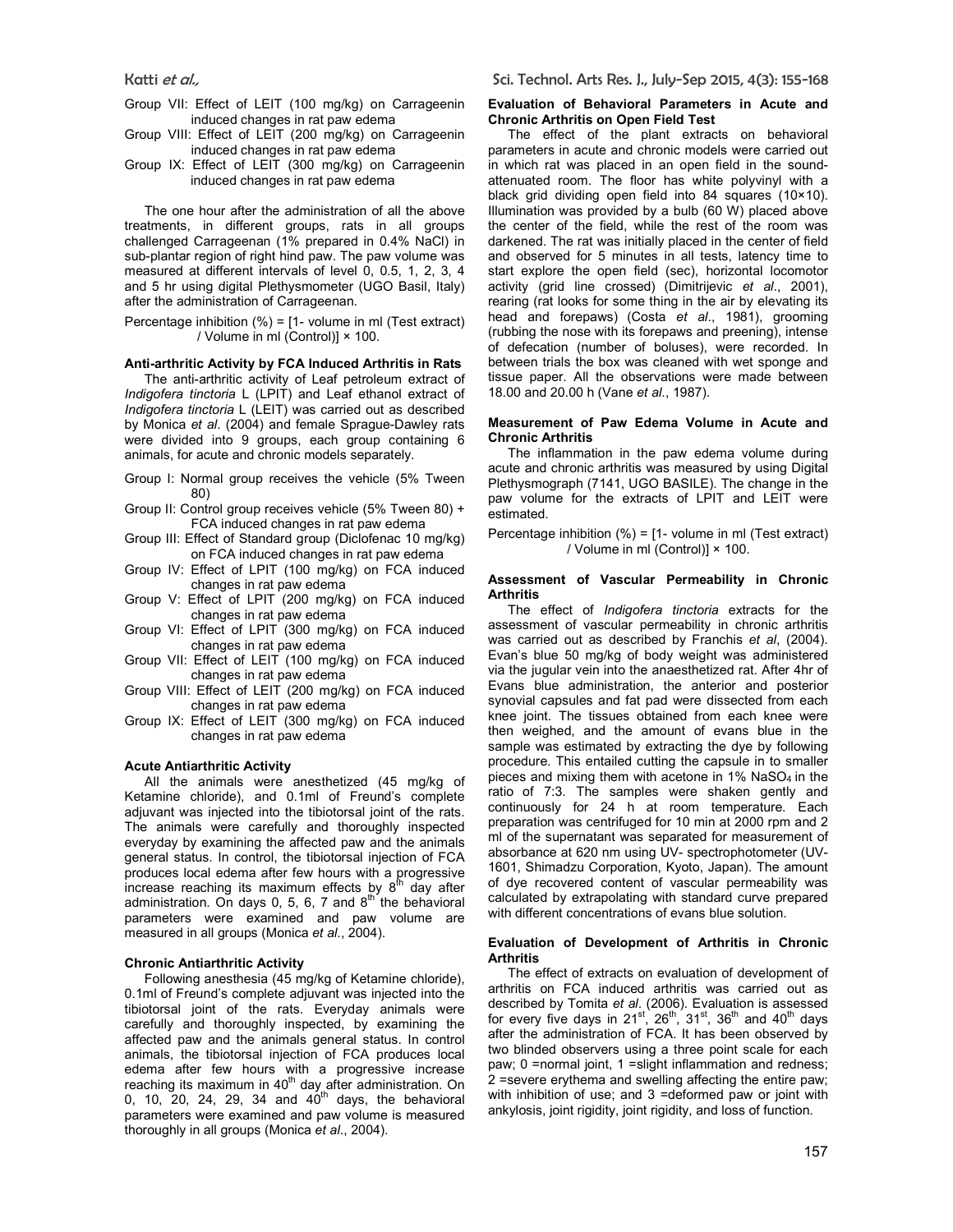Group VII: Effect of LEIT (100 mg/kg) on Carrageenin induced changes in rat paw edema

Group VIII: Effect of LEIT (200 mg/kg) on Carrageenin induced changes in rat paw edema

Group IX: Effect of LEIT (300 mg/kg) on Carrageenin induced changes in rat paw edema

The one hour after the administration of all the above treatments, in different groups, rats in all groups challenged Carrageenan (1% prepared in 0.4% NaCl) in sub-plantar region of right hind paw. The paw volume was measured at different intervals of level 0, 0.5, 1, 2, 3, 4 and 5 hr using digital Plethysmometer (UGO Basil, Italy) after the administration of Carrageenan.

Percentage inhibition (%) = [1- volume in ml (Test extract) / Volume in ml (Control)] × 100.

**Anti-arthritic Activity by FCA Induced Arthritis in Rats**

The anti-arthritic activity of Leaf petroleum extract of *Indigofera tinctoria* L (LPIT) and Leaf ethanol extract of *Indigofera tinctoria* L (LEIT) was carried out as described by Monica *et al*. (2004) and female Sprague-Dawley rats were divided into 9 groups, each group containing 6 animals, for acute and chronic models separately.

Group I: Normal group receives the vehicle (5% Tween 80)

Group II: Control group receives vehicle (5% Tween 80) + FCA induced changes in rat paw edema

Group III: Effect of Standard group (Diclofenac 10 mg/kg) on FCA induced changes in rat paw edema

Group IV: Effect of LPIT (100 mg/kg) on FCA induced changes in rat paw edema

Group V: Effect of LPIT (200 mg/kg) on FCA induced changes in rat paw edema

Group VI: Effect of LPIT (300 mg/kg) on FCA induced changes in rat paw edema

Group VII: Effect of LEIT (100 mg/kg) on FCA induced changes in rat paw edema

Group VIII: Effect of LEIT (200 mg/kg) on FCA induced changes in rat paw edema

Group IX: Effect of LEIT (300 mg/kg) on FCA induced changes in rat paw edema

**Acute Antiarthritic Activity**

All the animals were anesthetized (45 mg/kg of Ketamine chloride), and 0.1ml of Freund's complete adjuvant was injected into the tibiotorsal joint of the rats. The animals were carefully and thoroughly inspected everyday by examining the affected paw and the animals general status. In control, the tibiotorsal injection of FCA produces local edema after few hours with a progressive increase reaching its maximum effects by 8th day after administration. On days 0, 5, 6, 7 and 8th the behavioral parameters were examined and paw volume are measured in all groups (Monica *et al*., 2004).

**Chronic Antiarthritic Activity**

Following anesthesia (45 mg/kg of Ketamine chloride), 0.1ml of Freund's complete adjuvant was injected into the tibiotorsal joint of the rats. Everyday animals were carefully and thoroughly inspected, by examining the affected paw and the animals general status. In control animals, the tibiotorsal injection of FCA produces local edema after few hours with a progressive increase reaching its maximum in 40th day after administration. On 0, 10, 20, 24, 29, 34 and 40th days, the behavioral parameters were examined and paw volume is measured thoroughly in all groups (Monica *et al*., 2004).

**Evaluation of Behavioral Parameters in Acute and Chronic Arthritis on Open Field Test**

The effect of the plant extracts on behavioral parameters in acute and chronic models were carried out in which rat was placed in an open field in the sound-attenuated room. The floor has white polyvinyl with a black grid dividing open field into 84 squares (10×10). Illumination was provided by a bulb (60 W) placed above the center of the field, while the rest of the room was darkened. The rat was initially placed in the center of field and observed for 5 minutes in all tests, latency time to start explore the open field (sec), horizontal locomotor activity (grid line crossed) (Dimitrijevic *et al*., 2001), rearing (rat looks for some thing in the air by elevating its head and forepaws) (Costa *et al*., 1981), grooming (rubbing the nose with its forepaws and preening), intense of defecation (number of boluses), were recorded. In between trials the box was cleaned with wet sponge and tissue paper. All the observations were made between 18.00 and 20.00 h (Vane *et al*., 1987).

**Measurement of Paw Edema Volume in Acute and Chronic Arthritis**

The inflammation in the paw edema volume during acute and chronic arthritis was measured by using Digital Plethysmograph (7141, UGO BASILE). The change in the paw volume for the extracts of LPIT and LEIT were estimated.

Percentage inhibition (%) = [1- volume in ml (Test extract) / Volume in ml (Control)] × 100.

**Assessment of Vascular Permeability in Chronic Arthritis**

The effect of *Indigofera tinctoria* extracts for the assessment of vascular permeability in chronic arthritis was carried out as described by Franchis *et al*, (2004). Evan's blue 50 mg/kg of body weight was administered via the jugular vein into the anaesthetized rat. After 4hr of Evans blue administration, the anterior and posterior synovial capsules and fat pad were dissected from each knee joint. The tissues obtained from each knee were then weighed, and the amount of evans blue in the sample was estimated by extracting the dye by following procedure. This entailed cutting the capsule in to smaller pieces and mixing them with acetone in 1% $NaSO_4$ in the ratio of 7:3. The samples were shaken gently and continuously for 24 h at room temperature. Each preparation was centrifuged for 10 min at 2000 rpm and 2 ml of the supernatant was separated for measurement of absorbance at 620 nm using UV- spectrophotometer (UV-1601, Shimadzu Corporation, Kyoto, Japan). The amount of dye recovered content of vascular permeability was calculated by extrapolating with standard curve prepared with different concentrations of evans blue solution.

**Evaluation of Development of Arthritis in Chronic Arthritis**

The effect of extracts on evaluation of development of arthritis on FCA induced arthritis was carried out as described by Tomita *et al*. (2006). Evaluation is assessed for every five days in 21st, 26th, 31st, 36th and 40th days after the administration of FCA. It has been observed by two blinded observers using a three point scale for each paw; 0 =normal joint, 1 =slight inflammation and redness; 2 =severe erythema and swelling affecting the entire paw; with inhibition of use; and 3 =deformed paw or joint with ankylosis, joint rigidity, joint rigidity, and loss of function.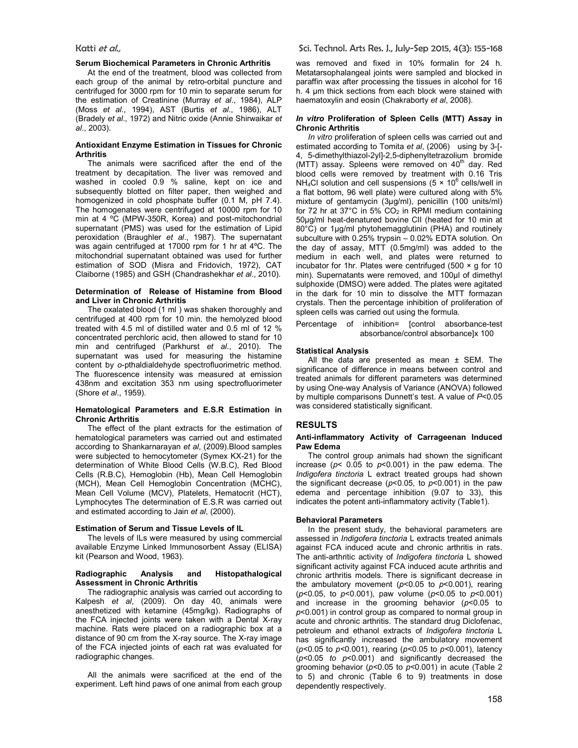### Serum Biochemical Parameters in Chronic Arthritis

At the end of the treatment, blood was collected from each group of the animal by retro-orbital puncture and centrifuged for 3000 rpm for 10 min to separate serum for the estimation of Creatinine (Murray *et al*., 1984), ALP (Moss *et al*., 1994), AST (Burtis *et al*., 1986), ALT (Bradely *et al*., 1972) and Nitric oxide (Annie Shirwaikar *et al*., 2003).

### Antioxidant Enzyme Estimation in Tissues for Chronic Arthritis

The animals were sacrificed after the end of the treatment by decapitation. The liver was removed and washed in cooled 0.9 % saline, kept on ice and subsequently blotted on filter paper, then weighed and homogenized in cold phosphate buffer (0.1 M, pH 7.4). The homogenates were centrifuged at 10000 rpm for 10 min at 4 ºC (MPW-350R, Korea) and post-mitochondrial supernatant (PMS) was used for the estimation of Lipid peroxidation (Braughler *et al*., 1987). The supernatant was again centrifuged at 17000 rpm for 1 hr at 4ºC. The mitochondrial supernatant obtained was used for further estimation of SOD (Misra and Fridovich, 1972), CAT Claiborne (1985) and GSH (Chandrashekhar *et al*., 2010).

### Determination of Release of Histamine from Blood and Liver in Chronic Arthritis

The oxalated blood (1 ml ) was shaken thoroughly and centrifuged at 400 rpm for 10 min. the hemolyzed blood treated with 4.5 ml of distilled water and 0.5 ml of 12 % concentrated perchloric acid, then allowed to stand for 10 min and centrifuged (Parkhurst *et al*., 2010). The supernatant was used for measuring the histamine content by *o*-pthaldialdehyde spectrofluorimetric method. The fluorescence intensity was measured at emission 438nm and excitation 353 nm using spectrofluorimeter (Shore *et al*., 1959).

### Hematological Parameters and E.S.R Estimation in Chronic Arthritis

The effect of the plant extracts for the estimation of hematological parameters was carried out and estimated according to Shankarnarayan *et al*, (2009).Blood samples were subjected to hemocytometer (Symex KX-21) for the determination of White Blood Cells (W.B.C), Red Blood Cells (R.B.C), Hemoglobin (Hb), Mean Cell Hemoglobin (MCH), Mean Cell Hemoglobin Concentration (MCHC), Mean Cell Volume (MCV), Platelets, Hematocrit (HCT), Lymphocytes The determination of E.S.R was carried out and estimated according to Jain *et al*, (2000).

### Estimation of Serum and Tissue Levels of IL

The levels of ILs were measured by using commercial available Enzyme Linked Immunosorbent Assay (ELISA) kit (Pearson and Wood, 1963).

### Radiographic Analysis and Histopathological Assessment in Chronic Arthritis

The radiographic analysis was carried out according to Kalpesh *et al*, (2009). On day 40, animals were anesthetized with ketamine (45mg/kg). Radiographs of the FCA injected joints were taken with a Dental X-ray machine. Rats were placed on a radiographic box at a distance of 90 cm from the X-ray source. The X-ray image of the FCA injected joints of each rat was evaluated for radiographic changes.

All the animals were sacrificed at the end of the experiment. Left hind paws of one animal from each group was removed and fixed in 10% formalin for 24 h. Metatarsophalangeal joints were sampled and blocked in paraffin wax after processing the tissues in alcohol for 16 h. 4 µm thick sections from each block were stained with haematoxylin and eosin (Chakraborty *et al*, 2008).

### *In vitro* Proliferation of Spleen Cells (MTT) Assay in Chronic Arthritis

*In vitro* proliferation of spleen cells was carried out and estimated according to Tomita *et al*, (2006) using by 3-[-4, 5-dimethylthiazol-2yl]-2,5-diphenyltetrazolium bromide (MTT) assay. Spleens were removed on $40^{th}$ day. Red blood cells were removed by treatment with 0.16 Tris $NH_4Cl$ solution and cell suspensions ($5 \times 10^6$ cells/well in a flat bottom, 96 well plate) were cultured along with 5% mixture of gentamycin (3µg/ml), penicillin (100 units/ml) for 72 hr at 37°C in 5% $CO_2$ in RPMI medium containing 50µg/ml heat-denatured bovine CII (heated for 10 min at 80°C) or 1µg/ml phytohemagglutinin (PHA) and routinely subculture with 0.25% trypsin – 0.02% EDTA solution. On the day of assay, MTT (0.5mg/ml) was added to the medium in each well, and plates were returned to incubator for 1hr. Plates were centrifuged (500 × g for 10 min). Supernatants were removed, and 100µl of dimethyl sulphoxide (DMSO) were added. The plates were agitated in the dark for 10 min to dissolve the MTT formazan crystals. Then the percentage inhibition of proliferation of spleen cells was carried out using the formula.

Percentage of inhibition= [control absorbance-test absorbance/control absorbance]x 100

### Statistical Analysis

All the data are presented as mean ± SEM. The significance of difference in means between control and treated animals for different parameters was determined by using One-way Analysis of Variance (ANOVA) followed by multiple comparisons Dunnett's test. A value of $P<0.05$ was considered statistically significant.

## RESULTS

### Anti-inflammatory Activity of Carrageenan Induced Paw Edema

The control group animals had shown the significant increase ($p< 0.05$ to $p<0.001$) in the paw edema. The *Indigofera tinctoria* L extract treated groups had shown the significant decrease ($p<0.05$, to $p<0.001$) in the paw edema and percentage inhibition (9.07 to 33), this indicates the potent anti-inflammatory activity (Table1).

### Behavioral Parameters

In the present study, the behavioral parameters are assessed in *Indigofera tinctoria* L extracts treated animals against FCA induced acute and chronic arthritis in rats. The anti-arthritic activity of *Indigofera tinctoria* L showed significant activity against FCA induced acute arthritis and chronic arthritis models. There is significant decrease in the ambulatory movement ($p<0.05$ to $p<0.001$), rearing ($p<0.05$, to $p<0.001$), paw volume ($p<0.05$ to $p<0.001$) and increase in the grooming behavior ($p<0.05$ to $p<0.001$) in control group as compared to normal group in acute and chronic arthritis. The standard drug Diclofenac, petroleum and ethanol extracts of *Indigofera tinctoria* L has significantly increased the ambulatory movement ($p<0.05$ to $p<0.001$), rearing ($p<0.05$ to $p<0.001$), latency ($p<0.05$ *to* $p<0.001$) and significantly decreased the grooming behavior ($p<0.05$ to $p<0.001$) in acute (Table 2 to 5) and chronic (Table 6 to 9) treatments in dose dependently respectively.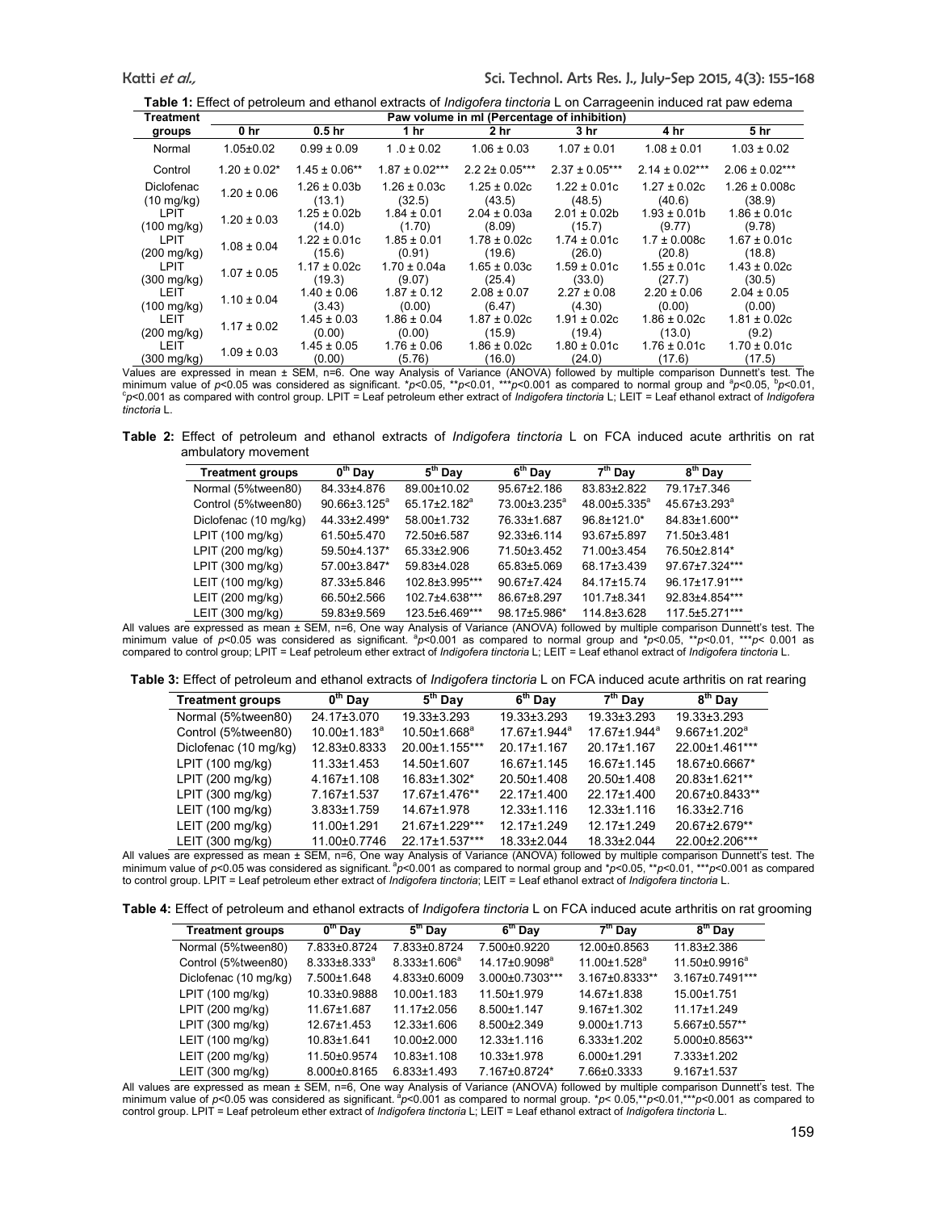**Table 1:** Effect of petroleum and ethanol extracts of *Indigofera tinctoria* L on Carrageenin induced rat paw edema

| Treatment groups | Paw volume in ml (Percentage of inhibition) | | | | | | |
|---|---|---|---|---|---|---|---|
| | 0 hr | 0.5 hr | 1 hr | 2 hr | 3 hr | 4 hr | 5 hr |
| Normal | 1.05±0.02 | 0.99 ± 0.09 | 1 .0 ± 0.02 | 1.06 ± 0.03 | 1.07 ± 0.01 | 1.08 ± 0.01 | 1.03 ± 0.02 |
| Control | 1.20 ± 0.02* | 1.45 ± 0.06** | 1.87 ± 0.02*** | 2.2 2± 0.05*** | 2.37 ± 0.05*** | 2.14 ± 0.02*** | 2.06 ± 0.02*** |
| Diclofenac (10 mg/kg) | 1.20 ± 0.06 | 1.26 ± 0.03b (13.1) | 1.26 ± 0.03c (32.5) | 1.25 ± 0.02c (43.5) | 1.22 ± 0.01c (48.5) | 1.27 ± 0.02c (40.6) | 1.26 ± 0.008c (38.9) |
| LPIT (100 mg/kg) | 1.20 ± 0.03 | 1.25 ± 0.02b (14.0) | 1.84 ± 0.01 (1.70) | 2.04 ± 0.03a (8.09) | 2.01 ± 0.02b (15.7) | 1.93 ± 0.01b (9.77) | 1.86 ± 0.01c (9.78) |
| LPIT (200 mg/kg) | 1.08 ± 0.04 | 1.22 ± 0.01c (15.6) | 1.85 ± 0.01 (0.91) | 1.78 ± 0.02c (19.6) | 1.74 ± 0.01c (26.0) | 1.7 ± 0.008c (20.8) | 1.67 ± 0.01c (18.8) |
| LPIT (300 mg/kg) | 1.07 ± 0.05 | 1.17 ± 0.02c (19.3) | 1.70 ± 0.04a (9.07) | 1.65 ± 0.03c (25.4) | 1.59 ± 0.01c (33.0) | 1.55 ± 0.01c (27.7) | 1.43 ± 0.02c (30.5) |
| LEIT (100 mg/kg) | 1.10 ± 0.04 | 1.40 ± 0.06 (3.43) | 1.87 ± 0.12 (0.00) | 2.08 ± 0.07 (6.47) | 2.27 ± 0.08 (4.30) | 2.20 ± 0.06 (0.00) | 2.04 ± 0.05 (0.00) |
| LEIT (200 mg/kg) | 1.17 ± 0.02 | 1.45 ± 0.03 (0.00) | 1.86 ± 0.04 (0.00) | 1.87 ± 0.02c (15.9) | 1.91 ± 0.02c (19.4) | 1.86 ± 0.02c (13.0) | 1.81 ± 0.02c (9.2) |
| LEIT (300 mg/kg) | 1.09 ± 0.03 | 1.45 ± 0.05 (0.00) | 1.76 ± 0.06 (5.76) | 1.86 ± 0.02c (16.0) | 1.80 ± 0.01c (24.0) | 1.76 ± 0.01c (17.6) | 1.70 ± 0.01c (17.5) |

Values are expressed in mean ± SEM, n=6. One way Analysis of Variance (ANOVA) followed by multiple comparison Dunnett's test. The minimum value of $p$<0.05 was considered as significant. *$p$<0.05, **$p$<0.01, ***$p$<0.001 as compared to normal group and [a]$p$<0.05, [b]$p$<0.01, [c]$p$<0.001 as compared with control group. LPIT = Leaf petroleum ether extract of *Indigofera tinctoria* L; LEIT = Leaf ethanol extract of *Indigofera tinctoria* L.

**Table 2:** Effect of petroleum and ethanol extracts of *Indigofera tinctoria* L on FCA induced acute arthritis on rat ambulatory movement

| Treatment groups | 0[th] Day | 5[th] Day | 6[th] Day | 7[th] Day | 8[th] Day |
|---|---|---|---|---|---|
| Normal (5%tween80) | 84.33±4.876 | 89.00±10.02 | 95.67±2.186 | 83.83±2.822 | 79.17±7.346 |
| Control (5%tween80) | 90.66±3.125[a] | 65.17±2.182[a] | 73.00±3.235[a] | 48.00±5.335[a] | 45.67±3.293[a] |
| Diclofenac (10 mg/kg) | 44.33±2.499* | 58.00±1.732 | 76.33±1.687 | 96.8±121.0* | 84.83±1.600** |
| LPIT (100 mg/kg) | 61.50±5.470 | 72.50±6.587 | 92.33±6.114 | 93.67±5.897 | 71.50±3.481 |
| LPIT (200 mg/kg) | 59.50±4.137* | 65.33±2.906 | 71.50±3.452 | 71.00±3.454 | 76.50±2.814* |
| LPIT (300 mg/kg) | 57.00±3.847* | 59.83±4.028 | 65.83±5.069 | 68.17±3.439 | 97.67±7.324*** |
| LEIT (100 mg/kg) | 87.33±5.846 | 102.8±3.995*** | 90.67±7.424 | 84.17±15.74 | 96.17±17.91*** |
| LEIT (200 mg/kg) | 66.50±2.566 | 102.7±4.638*** | 86.67±8.297 | 101.7±8.341 | 92.83±4.854*** |
| LEIT (300 mg/kg) | 59.83±9.569 | 123.5±6.469*** | 98.17±5.986* | 114.8±3.628 | 117.5±5.271*** |

All values are expressed as mean ± SEM, n=6, One way Analysis of Variance (ANOVA) followed by multiple comparison Dunnett's test. The minimum value of $p$<0.05 was considered as significant. [a]$p$<0.001 as compared to normal group and *$p$<0.05, **$p$<0.01, ***$p$< 0.001 as compared to control group; LPIT = Leaf petroleum ether extract of *Indigofera tinctoria* L; LEIT = Leaf ethanol extract of *Indigofera tinctoria* L.

**Table 3:** Effect of petroleum and ethanol extracts of *Indigofera tinctoria* L on FCA induced acute arthritis on rat rearing

| Treatment groups | 0[th] Day | 5[th] Day | 6[th] Day | 7[th] Day | 8[th] Day |
|---|---|---|---|---|---|
| Normal (5%tween80) | 24.17±3.070 | 19.33±3.293 | 19.33±3.293 | 19.33±3.293 | 19.33±3.293 |
| Control (5%tween80) | 10.00±1.183[a] | 10.50±1.668[a] | 17.67±1.944[a] | 17.67±1.944[a] | 9.667±1.202[a] |
| Diclofenac (10 mg/kg) | 12.83±0.8333 | 20.00±1.155*** | 20.17±1.167 | 20.17±1.167 | 22.00±1.461*** |
| LPIT (100 mg/kg) | 11.33±1.453 | 14.50±1.607 | 16.67±1.145 | 16.67±1.145 | 18.67±0.6667* |
| LPIT (200 mg/kg) | 4.167±1.108 | 16.83±1.302* | 20.50±1.408 | 20.50±1.408 | 20.83±1.621** |
| LPIT (300 mg/kg) | 7.167±1.537 | 17.67±1.476** | 22.17±1.400 | 22.17±1.400 | 20.67±0.8433** |
| LEIT (100 mg/kg) | 3.833±1.759 | 14.67±1.978 | 12.33±1.116 | 12.33±1.116 | 16.33±2.716 |
| LEIT (200 mg/kg) | 11.00±1.291 | 21.67±1.229*** | 12.17±1.249 | 12.17±1.249 | 20.67±2.679** |
| LEIT (300 mg/kg) | 11.00±0.7746 | 22.17±1.537*** | 18.33±2.044 | 18.33±2.044 | 22.00±2.206*** |

All values are expressed as mean ± SEM, n=6, One way Analysis of Variance (ANOVA) followed by multiple comparison Dunnett's test. The minimum value of $p$<0.05 was considered as significant. [a]$p$<0.001 as compared to normal group and *$p$<0.05, **$p$<0.01, ***$p$<0.001 as compared to control group. LPIT = Leaf petroleum ether extract of *Indigofera tinctoria*; LEIT = Leaf ethanol extract of *Indigofera tinctoria* L.

**Table 4:** Effect of petroleum and ethanol extracts of *Indigofera tinctoria* L on FCA induced acute arthritis on rat grooming

| Treatment groups | 0[th] Day | 5[th] Day | 6[th] Day | 7[th] Day | 8[th] Day |
|---|---|---|---|---|---|
| Normal (5%tween80) | 7.833±0.8724 | 7.833±0.8724 | 7.500±0.9220 | 12.00±0.8563 | 11.83±2.386 |
| Control (5%tween80) | 8.333±8.333[a] | 8.333±1.606[a] | 14.17±0.9098[a] | 11.00±1.528[a] | 11.50±0.9916[a] |
| Diclofenac (10 mg/kg) | 7.500±1.648 | 4.833±0.6009 | 3.000±0.7303*** | 3.167±0.8333** | 3.167±0.7491*** |
| LPIT (100 mg/kg) | 10.33±0.9888 | 10.00±1.183 | 11.50±1.979 | 14.67±1.838 | 15.00±1.751 |
| LPIT (200 mg/kg) | 11.67±1.687 | 11.17±2.056 | 8.500±1.147 | 9.167±1.302 | 11.17±1.249 |
| LPIT (300 mg/kg) | 12.67±1.453 | 12.33±1.606 | 8.500±2.349 | 9.000±1.713 | 5.667±0.557** |
| LEIT (100 mg/kg) | 10.83±1.641 | 10.00±2.000 | 12.33±1.116 | 6.333±1.202 | 5.000±0.8563** |
| LEIT (200 mg/kg) | 11.50±0.9574 | 10.83±1.108 | 10.33±1.978 | 6.000±1.291 | 7.333±1.202 |
| LEIT (300 mg/kg) | 8.000±0.8165 | 6.833±1.493 | 7.167±0.8724* | 7.66±0.3333 | 9.167±1.537 |

All values are expressed as mean ± SEM, n=6, One way Analysis of Variance (ANOVA) followed by multiple comparison Dunnett's test. The minimum value of $p$<0.05 was considered as significant. [a]$p$<0.001 as compared to normal group. *$p$< 0.05,**$p$<0.01,***$p$<0.001 as compared to control group. LPIT = Leaf petroleum ether extract of *Indigofera tinctoria* L; LEIT = Leaf ethanol extract of *Indigofera tinctoria* L.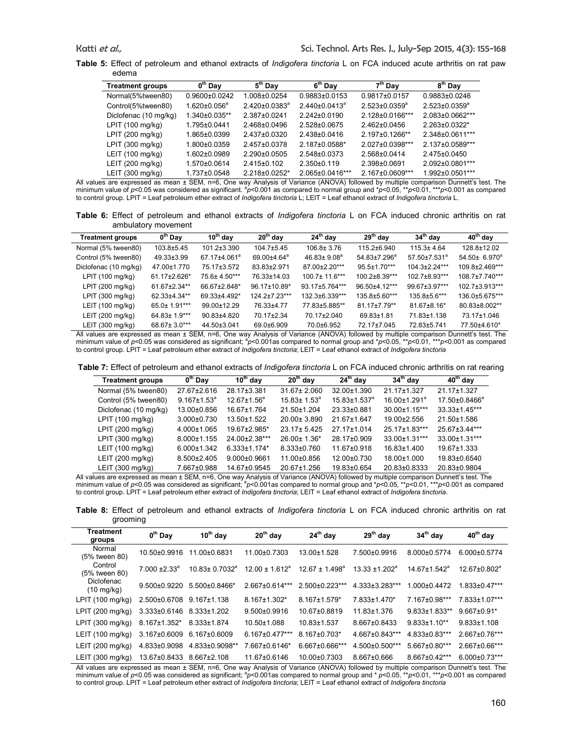**Table 5:** Effect of petroleum and ethanol extracts of *Indigofera tinctoria* L on FCA induced acute arthritis on rat paw edema

| Treatment groups | $0^{th}$ Day | $5^{th}$ Day | $6^{th}$ Day | $7^{th}$ Day | $8^{th}$ Day |
|---|---|---|---|---|---|
| Normal(5%tween80) | 0.9600±0.0242 | 1.008±0.0254 | 0.9883±0.0153 | 0.9817±0.0157 | 0.9883±0.0246 |
| Control(5%tween80) | 1.620±0.056[a] | 2.420±0.0383[a] | 2.440±0.0413[a] | 2.523±0.0359[a] | 2.523±0.0359[a] |
| Diclofenac (10 mg/kg) | 1.340±0.035** | 2.387±0.0241 | 2.242±0.0190 | 2.128±0.0166*** | 2.083±0.0662*** |
| LPIT (100 mg/kg) | 1.795±0.0441 | 2.468±0.0496 | 2.528±0.0675 | 2.462±0.0456 | 2.263±0.0322* |
| LPIT (200 mg/kg) | 1.865±0.0399 | 2.437±0.0320 | 2.438±0.0416 | 2.197±0.1266** | 2.348±0.0611*** |
| LPIT (300 mg/kg) | 1.800±0.0359 | 2.457±0.0378 | 2.187±0.0588* | 2.027±0.0398*** | 2.137±0.0589*** |
| LEIT (100 mg/kg) | 1.602±0.0989 | 2.290±0.0505 | 2.548±0.0373 | 2.568±0.0414 | 2.475±0.0450 |
| LEIT (200 mg/kg) | 1.570±0.0614 | 2.415±0.102 | 2.350±0.119 | 2.398±0.0691 | 2.092±0.0801*** |
| LEIT (300 mg/kg) | 1.737±0.0548 | 2.218±0.0252* | 2.065±0.0416*** | 2.167±0.0609*** | 1.992±0.0501*** |

All values are expressed as mean ± SEM, n=6, One way Analysis of Variance (ANOVA) followed by multiple comparison Dunnett's test. The minimum value of $p$<0.05 was considered as significant. [a]$p$<0.001 as compared to normal group and \*$p$<0.05, \*\*$p$<0.01, \*\*\*$p$<0.001 as compared to control group. LPIT = Leaf petroleum ether extract of *Indigofera tinctoria* L; LEIT = Leaf ethanol extract of *Indigofera tinctoria* L.

**Table 6:** Effect of petroleum and ethanol extracts of *Indigofera tinctoria* L on FCA induced chronic arthritis on rat ambulatory movement

| Treatment groups | $0^{th}$ Day | $10^{th}$ day | $20^{th}$ day | $24^{th}$ day | $29^{th}$ day | $34^{th}$ day | $40^{th}$ day |
|---|---|---|---|---|---|---|---|
| Normal (5% tween80) | 103.8±5.45 | 101.2±3.390 | 104.7±5.45 | 106.8± 3.76 | 115.2±6.940 | 115.3± 4.64 | 128.8±12.02 |
| Control (5% tween80) | 49.33±3.99 | 67.17±4.061[a] | 69.00±4.64[a] | 46.83± 9.08[a] | 54.83±7.296[a] | 57.50±7.531[a] | 54.50± 6.970[a] |
| Diclofenac (10 mg/kg) | 47.00±1.770 | 75.17±3.572 | 83.83±2.971 | 87.00±2.20*** | 95.5±1.70*** | 104.3±2.24*** | 109.8±2.469*** |
| LPIT (100 mg/kg) | 61.17±2.626* | 75.6± 4.50*** | 76.33±14.03 | 100.7± 11.6*** | 100.2±8.39*** | 102.7±8.93*** | 108.7±7.740*** |
| LPIT (200 mg/kg) | 61.67±2.34** | 66.67±2.848* | 96.17±10.89* | 93.17±5.764*** | 96.50±4.12*** | 99.67±3.97*** | 102.7±3.913*** |
| LPIT (300 mg/kg) | 62.33±4.34** | 69.33±4.492* | 124.2±7.23*** | 132.3±6.339*** | 135.8±5.60*** | 135.8±5.6*** | 136.0±5.675*** |
| LEIT (100 mg/kg) | 65.0± 1.91*** | 99.00±12.29 | 76.33±4.77 | 77.83±5.885** | 81.17±7.79** | 81.67±8.16* | 80.83±8.002** |
| LEIT (200 mg/kg) | 64.83± 1.9*** | 90.83±4.820 | 70.17±2.34 | 70.17±2.040 | 69.83±1.81 | 71.83±1.138 | 73.17±1.046 |
| LEIT (300 mg/kg) | 68.67± 3.0*** | 44.50±3.041 | 69.0±6.909 | 70.0±6.952 | 72.17±7.045 | 72.83±5.741 | 77.50±4.610* |

All values are expressed as mean ± SEM, n=6, One way Analysis of Variance (ANOVA) followed by multiple comparison Dunnett's test. The minimum value of $p$<0.05 was considered as significant; [a]$p$<0.001as compared to normal group and \*$p$<0.05, \*\*$p$<0.01, \*\*\*$p$<0.001 as compared to control group. LPIT = Leaf petroleum ether extract of *Indigofera tinctoria*; LEIT = Leaf ethanol extract of *Indigofera tinctoria*

**Table 7:** Effect of petroleum and ethanol extracts of *Indigofera tinctoria* L on FCA induced chronic arthritis on rat rearing

| Treatment groups | $0^{th}$ Day | $10^{th}$ day | $20^{th}$ day | $24^{th}$ day | $34^{th}$ day | $40^{th}$ day |
|---|---|---|---|---|---|---|
| Normal (5% tween80) | 27.67±2.616 | 28.17±3.381 | 31.67± 2.060 | 32.00±1.390 | 21.17±1.327 | 21.17±1.327 |
| Control (5% tween80) | 9.167±1.53[a] | 12.67±1.56[a] | 15.83± 1.53[a] | 15.83±1.537[a] | 16.00±1.291[a] | 17.50±0.8466[a] |
| Diclofenac (10 mg/kg) | 13.00±0.856 | 16.67±1.764 | 21.50±1.204 | 23.33±0.881 | 30.00±1.15*** | 33.33±1.45*** |
| LPIT (100 mg/kg) | 3.000±0.730 | 13.50±1.522 | 20.00± 3.890 | 21.67±1.647 | 19.00±2.556 | 21.50±1.586 |
| LPIT (200 mg/kg) | 4.000±1.065 | 19.67±2.985* | 23.17± 5.425 | 27.17±1.014 | 25.17±1.83*** | 25.67±3.44*** |
| LPIT (300 mg/kg) | 8.000±1.155 | 24.00±2.38*** | 26.00± 1.36* | 28.17±0.909 | 33.00±1.31*** | 33.00±1.31*** |
| LEIT (100 mg/kg) | 6.000±1.342 | 6.333±1.174* | 8.333±0.760 | 11.67±0.918 | 16.83±1.400 | 19.67±1.333 |
| LEIT (200 mg/kg) | 8.500±2.405 | 9.000±0.9661 | 11.00±0.856 | 12.00±0.730 | 18.00±1.000 | 19.83±0.6540 |
| LEIT (300 mg/kg) | 7.667±0.988 | 14.67±0.9545 | 20.67±1.256 | 19.83±0.654 | 20.83±0.8333 | 20.83±0.9804 |

All values are expressed as mean ± SEM, n=6, One way Analysis of Variance (ANOVA) followed by multiple comparison Dunnett's test. The minimum value of $p$<0.05 was considered as significant; [a]$p$<0.001as compared to normal group and \*$p$<0.05, \*\*$p$<0.01, \*\*\*$p$<0.001 as compared to control group. LPIT = Leaf petroleum ether extract of *Indigofera tinctoria*; LEIT = Leaf ethanol extract of *Indigofera tinctoria*.

**Table 8:** Effect of petroleum and ethanol extracts of *Indigofera tinctoria* L on FCA induced chronic arthritis on rat grooming

| Treatment groups | $0^{th}$ Day | $10^{th}$ day | $20^{th}$ day | $24^{th}$ day | $29^{th}$ day | $34^{th}$ day | $40^{th}$ day |
|---|---|---|---|---|---|---|---|
| Normal (5% tween 80) | 10.50±0.9916 | 11.00±0.6831 | 11.00±0.7303 | 13.00±1.528 | 7.500±0.9916 | 8.000±0.5774 | 6.000±0.5774 |
| Control (5% tween 80) | 7.000 ±2.33[a] | 10.83± 0.7032[a] | 12.00 ± 1.612[a] | 12.67 ± 1.498[a] | 13.33 ±1.202[a] | 14.67±1.542[a] | 12.67±0.802[a] |
| Diclofenac (10 mg/kg) | 9.500±0.9220 | 5.500±0.8466* | 2.667±0.614*** | 2.500±0.223*** | 4.333±3.283*** | 1.000±0.4472 | 1.833±0.47*** |
| LPIT (100 mg/kg) | 2.500±0.6708 | 9.167±1.138 | 8.167±1.302* | 8.167±1.579* | 7.833±1.470* | 7.167±0.98*** | 7.833±1.07*** |
| LPIT (200 mg/kg) | 3.333±0.6146 | 8.333±1.202 | 9.500±0.9916 | 10.67±0.8819 | 11.83±1.376 | 9.833±1.833** | 9.667±0.91* |
| LPIT (300 mg/kg) | 8.167±1.352* | 8.333±1.874 | 10.50±1.088 | 10.83±1.537 | 8.667±0.8433 | 9.833±1.10** | 9.833±1.108 |
| LEIT (100 mg/kg) | 3.167±0.6009 | 6.167±0.6009 | 6.167±0.477*** | 8.167±0.703* | 4.667±0.843*** | 4.833±0.83*** | 2.667±0.76*** |
| LEIT (200 mg/kg) | 4.833±0.9098 | 4.833±0.9098** | 7.667±0.6146* | 6.667±0.666*** | 4.500±0.500*** | 5.667±0.80*** | 2.667±0.66*** |
| LEIT (300 mg/kg) | 13.67±0.8433 | 8.667±2.108 | 11.67±0.6146 | 10.00±0.7303 | 8.667±0.666 | 8.667±0.42*** | 6.000±0.73*** |

All values are expressed as mean ± SEM, n=6, One way Analysis of Variance (ANOVA) followed by multiple comparison Dunnett's test. The minimum value of $p$<0.05 was considered as significant; [a]$p$<0.001as compared to normal group and \* $p$<0.05, \*\*$p$<0.01, \*\*\*$p$<0.001 as compared to control group. LPIT = Leaf petroleum ether extract of *Indigofera tinctoria*; LEIT = Leaf ethanol extract of *Indigofera tinctoria*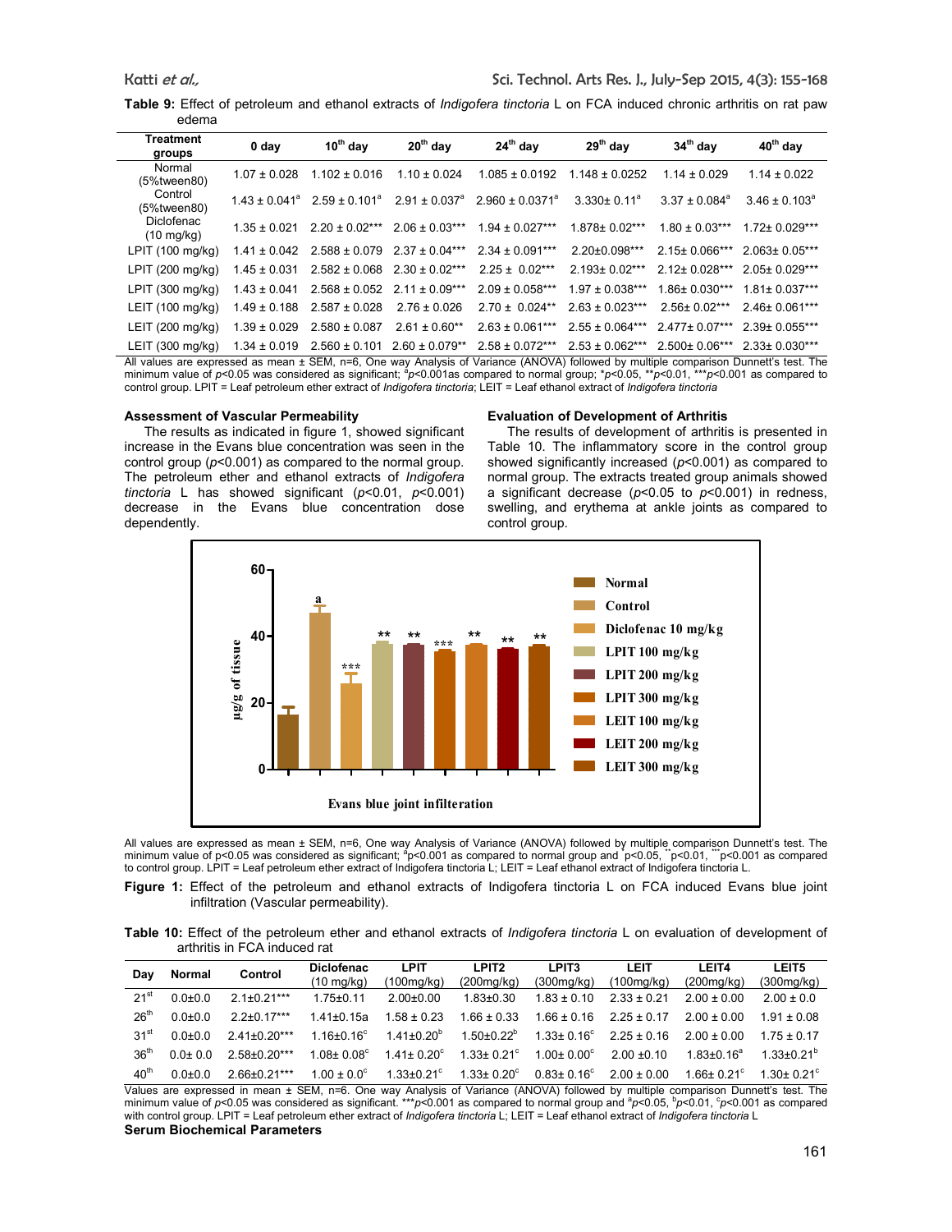**Table 9:** Effect of petroleum and ethanol extracts of *Indigofera tinctoria* L on FCA induced chronic arthritis on rat paw edema

| Treatment groups | 0 day | 10th day | 20th day | 24th day | 29th day | 34th day | 40th day |
|---|---|---|---|---|---|---|---|
| Normal (5%tween80) | 1.07 ± 0.028 | 1.102 ± 0.016 | 1.10 ± 0.024 | 1.085 ± 0.0192 | 1.148 ± 0.0252 | 1.14 ± 0.029 | 1.14 ± 0.022 |
| Control (5%tween80) | 1.43 ± 0.041[a] | 2.59 ± 0.101[a] | 2.91 ± 0.037[a] | 2.960 ± 0.0371[a] | 3.330± 0.11[a] | 3.37 ± 0.084[a] | 3.46 ± 0.103[a] |
| Diclofenac (10 mg/kg) | 1.35 ± 0.021 | 2.20 ± 0.02*** | 2.06 ± 0.03*** | 1.94 ± 0.027*** | 1.878± 0.02*** | 1.80 ± 0.03*** | 1.72± 0.029*** |
| LPIT (100 mg/kg) | 1.41 ± 0.042 | 2.588 ± 0.079 | 2.37 ± 0.04*** | 2.34 ± 0.091*** | 2.20±0.098*** | 2.15± 0.066*** | 2.063± 0.05*** |
| LPIT (200 mg/kg) | 1.45 ± 0.031 | 2.582 ± 0.068 | 2.30 ± 0.02*** | 2.25 ± 0.02*** | 2.193± 0.02*** | 2.12± 0.028*** | 2.05± 0.029*** |
| LPIT (300 mg/kg) | 1.43 ± 0.041 | 2.568 ± 0.052 | 2.11 ± 0.09*** | 2.09 ± 0.058*** | 1.97 ± 0.038*** | 1.86± 0.030*** | 1.81± 0.037*** |
| LEIT (100 mg/kg) | 1.49 ± 0.188 | 2.587 ± 0.028 | 2.76 ± 0.026 | 2.70 ± 0.024** | 2.63 ± 0.023*** | 2.56± 0.02*** | 2.46± 0.061*** |
| LEIT (200 mg/kg) | 1.39 ± 0.029 | 2.580 ± 0.087 | 2.61 ± 0.60** | 2.63 ± 0.061*** | 2.55 ± 0.064*** | 2.477± 0.07*** | 2.39± 0.055*** |
| LEIT (300 mg/kg) | 1.34 ± 0.019 | 2.560 ± 0.101 | 2.60 ± 0.079** | 2.58 ± 0.072*** | 2.53 ± 0.062*** | 2.500± 0.06*** | 2.33± 0.030*** |

All values are expressed as mean ± SEM, n=6, One way Analysis of Variance (ANOVA) followed by multiple comparison Dunnett's test. The minimum value of $p$<0.05 was considered as significant; [a]$p$<0.001as compared to normal group; *$p$<0.05, **$p$<0.01, ***$p$<0.001 as compared to control group. LPIT = Leaf petroleum ether extract of *Indigofera tinctoria*; LEIT = Leaf ethanol extract of *Indigofera tinctoria*

### Assessment of Vascular Permeability

The results as indicated in figure 1, showed significant increase in the Evans blue concentration was seen in the control group ($p$<0.001) as compared to the normal group. The petroleum ether and ethanol extracts of *Indigofera tinctoria* L has showed significant ($p$<0.01, $p$<0.001) decrease in the Evans blue concentration dose dependently.

### Evaluation of Development of Arthritis

The results of development of arthritis is presented in Table 10. The inflammatory score in the control group showed significantly increased ($p$<0.001) as compared to normal group. The extracts treated group animals showed a significant decrease ($p$<0.05 to $p$<0.001) in redness, swelling, and erythema at ankle joints as compared to control group.

All values are expressed as mean ± SEM, n=6, One way Analysis of Variance (ANOVA) followed by multiple comparison Dunnett's test. The minimum value of p<0.05 was considered as significant; [a]p<0.001 as compared to normal group and *p<0.05, **p<0.01, ***p<0.001 as compared to control group. LPIT = Leaf petroleum ether extract of Indigofera tinctoria L; LEIT = Leaf ethanol extract of Indigofera tinctoria L.

**Figure 1:** Effect of the petroleum and ethanol extracts of Indigofera tinctoria L on FCA induced Evans blue joint infiltration (Vascular permeability).

**Table 10:** Effect of the petroleum ether and ethanol extracts of *Indigofera tinctoria* L on evaluation of development of arthritis in FCA induced rat

| Day | Normal | Control | Diclofenac (10 mg/kg) | LPIT (100mg/kg) | LPIT2 (200mg/kg) | LPIT3 (300mg/kg) | LEIT (100mg/kg) | LEIT4 (200mg/kg) | LEIT5 (300mg/kg) |
|---|---|---|---|---|---|---|---|---|---|
| 21st | 0.0±0.0 | 2.1±0.21*** | 1.75±0.11 | 2.00±0.00 | 1.83±0.30 | 1.83 ± 0.10 | 2.33 ± 0.21 | 2.00 ± 0.00 | 2.00 ± 0.0 |
| 26th | 0.0±0.0 | 2.2±0.17*** | 1.41±0.15a | 1.58 ± 0.23 | 1.66 ± 0.33 | 1.66 ± 0.16 | 2.25 ± 0.17 | 2.00 ± 0.00 | 1.91 ± 0.08 |
| 31st | 0.0±0.0 | 2.41±0.20*** | 1.16±0.16[c] | 1.41±0.20[b] | 1.50±0.22[b] | 1.33± 0.16[c] | 2.25 ± 0.16 | 2.00 ± 0.00 | 1.75 ± 0.17 |
| 36th | 0.0± 0.0 | 2.58±0.20*** | 1.08± 0.08[c] | 1.41± 0.20[c] | 1.33± 0.21[c] | 1.00± 0.00[c] | 2.00 ±0.10 | 1.83±0.16[a] | 1.33±0.21[b] |
| 40th | 0.0±0.0 | 2.66±0.21*** | 1.00 ± 0.0[c] | 1.33±0.21[c] | 1.33± 0.20[c] | 0.83± 0.16[c] | 2.00 ± 0.00 | 1.66± 0.21[c] | 1.30± 0.21[c] |

Values are expressed in mean ± SEM, n=6. One way Analysis of Variance (ANOVA) followed by multiple comparison Dunnett's test. The minimum value of $p$<0.05 was considered as significant. ***$p$<0.001 as compared to normal group and [a]$p$<0.05, [b]$p$<0.01, [c]$p$<0.001 as compared with control group. LPIT = Leaf petroleum ether extract of *Indigofera tinctoria* L; LEIT = Leaf ethanol extract of *Indigofera tinctoria* L

### Serum Biochemical Parameters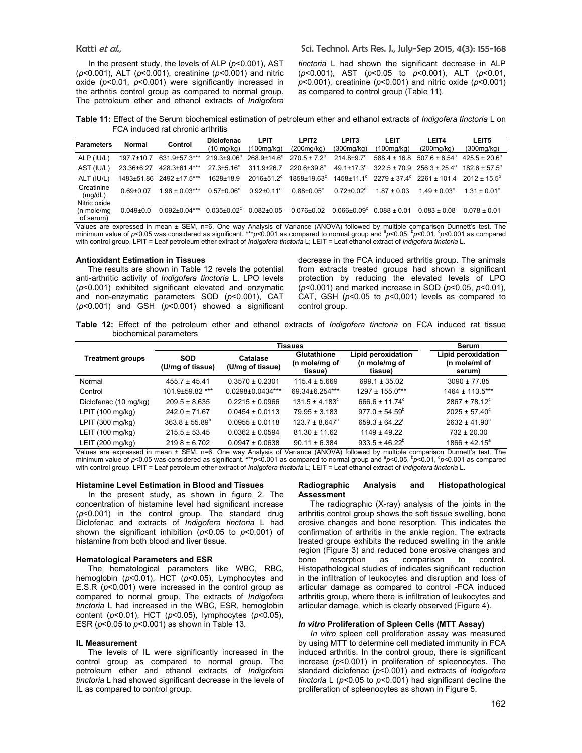In the present study, the levels of ALP ($p<0.001$), AST ($p<0.001$), ALT ($p<0.001$), creatinine ($p<0.001$) and nitric oxide ($p<0.01$, $p<0.001$) were significantly increased in the arthritis control group as compared to normal group. The petroleum ether and ethanol extracts of *Indigofera tinctoria* L had shown the significant decrease in ALP ($p<0.001$), AST ($p<0.05$ to $p<0.001$), ALT ($p<0.01$, $p<0.001$), creatinine ($p<0.001$) and nitric oxide ($p<0.001$) as compared to control group (Table 11).

**Table 11:** Effect of the Serum biochemical estimation of petroleum ether and ethanol extracts of *Indigofera tinctoria* L on FCA induced rat chronic arthritis

| Parameters | Normal | Control | Diclofenac (10 mg/kg) | LPIT (100mg/kg) | LPIT2 (200mg/kg) | LPIT3 (300mg/kg) | LEIT (100mg/kg) | LEIT4 (200mg/kg) | LEIT5 (300mg/kg) |
|---|---|---|---|---|---|---|---|---|---|
| ALP (IU/L) | 197.7±10.7 | 631.9±57.3*** | 219.3±9.06[c] | 268.9±14.6[c] | 270.5 ± 7.2[c] | 214.8±9.7[c] | 588.4 ± 16.8 | 507.6 ± 6.54[c] | 425.5 ± 20.6[c] |
| AST (IU/L) | 23.36±6.27 | 428.3±61.4*** | 27.3±5.16[c] | 311.9±26.7 | 220.6±39.8[c] | 49.1±17.3[c] | 322.5 ± 70.9 | 256.3 ± 25.4[a] | 182.6 ± 57.5[c] |
| ALT (IU/L) | 1483±51.86 | 2492 ±17.5*** | 1628±18.9 | 2016±51.2[c] | 1858±19.63[c] | 1458±11.1[c] | 2279 ± 37.4[c] | 2261 ± 101.4 | 2012 ± 15.5[b] |
| Creatinine (mg/dL) | 0.69±0.07 | 1.96 ± 0.03*** | 0.57±0.06[c] | 0.92±0.11[c] | 0.88±0.05[c] | 0.72±0.02[c] | 1.87 ± 0.03 | 1.49 ± 0.03[c] | 1.31 ± 0.01[c] |
| Nitric oxide (n mole/mg of serum) | 0.049±0.0 | 0.092±0.04*** | 0.035±0.02[c] | 0.082±0.05 | 0.076±0.02 | 0.066±0.09[c] | 0.088 ± 0.01 | 0.083 ± 0.08 | 0.078 ± 0.01 |

Values are expressed in mean ± SEM, n=6. One way Analysis of Variance (ANOVA) followed by multiple comparison Dunnett's test. The minimum value of $p<0.05$ was considered as significant. ***$p<0.001$ as compared to normal group and [a]$p<0.05$, [b]$p<0.01$, [c]$p<0.001$ as compared with control group. LPIT = Leaf petroleum ether extract of *Indigofera tinctoria* L; LEIT = Leaf ethanol extract of *Indigofera tinctoria* L.

**Antioxidant Estimation in Tissues**

The results are shown in Table 12 revels the potential anti-arthritic activity of *Indigofera tinctoria* L. LPO levels ($p<0.001$) exhibited significant elevated and enzymatic and non-enzymatic parameters SOD ($p<0.001$), CAT ($p<0.001$) and GSH ($p<0.001$) showed a significant decrease in the FCA induced arthritis group. The animals from extracts treated groups had shown a significant protection by reducing the elevated levels of LPO ($p<0.001$) and marked increase in SOD ($p<0.05$, $p<0.01$), CAT, GSH ($p<0.05$ to $p<0,001$) levels as compared to control group.

**Table 12:** Effect of the petroleum ether and ethanol extracts of *Indigofera tinctoria* on FCA induced rat tissue biochemical parameters

| Treatment groups | Tissues | | | | Serum |
|---|---|---|---|---|---|
| | SOD (U/mg of tissue) | Catalase (U/mg of tissue) | Glutathione (n mole/mg of tissue) | Lipid peroxidation (n mole/mg of tissue) | Lipid peroxidation (n mole/ml of serum) |
| Normal | 455.7 ± 45.41 | 0.3570 ± 0.2301 | 115.4 ± 5.669 | 699.1 ± 35.02 | 3090 ± 77.85 |
| Control | 101.9±59.82 *** | 0.0298±0.0434*** | 69.34±6.254*** | 1297 ± 155.0*** | 1464 ± 113.5*** |
| Diclofenac (10 mg/kg) | 209.5 ± 8.635 | 0.2215 ± 0.0966 | 131.5 ± 4.183[c] | 666.6 ± 11.74[c] | 2867 ± 78.12[c] |
| LPIT (100 mg/kg) | 242.0 ± 71.67 | 0.0454 ± 0.0113 | 79.95 ± 3.183 | 977.0 ± 54.59[b] | 2025 ± 57.40[c] |
| LPIT (300 mg/kg) | 363.8 ± 55.89[b] | 0.0955 ± 0.0118 | 123.7 ± 8.647[c] | 659.3 ± 64.22[c] | 2632 ± 41.90[c] |
| LEIT (100 mg/kg) | 215.5 ± 53.45 | 0.0362 ± 0.0594 | 81.30 ± 11.62 | 1149 ± 49.22 | 732 ± 20.30 |
| LEIT (200 mg/kg) | 219.8 ± 6.702 | 0.0947 ± 0.0638 | 90.11 ± 6.384 | 933.5 ± 46.22[b] | 1866 ± 42.15[a] |

Values are expressed in mean ± SEM, n=6. One way Analysis of Variance (ANOVA) followed by multiple comparison Dunnett's test. The minimum value of $p<0.05$ was considered as significant. ***$p<0.001$ as compared to normal group and [a]$p<0.05$, [b]$p<0.01$, [c]$p<0.001$ as compared with control group. LPIT = Leaf petroleum ether extract of *Indigofera tinctoria* L; LEIT = Leaf ethanol extract of *Indigofera tinctoria* L.

**Histamine Level Estimation in Blood and Tissues**

In the present study, as shown in figure 2. The concentration of histamine level had significant increase ($p<0.001$) in the control group. The standard drug Diclofenac and extracts of *Indigofera tinctoria* L had shown the significant inhibition ($p<0.05$ to $p<0.001$) of histamine from both blood and liver tissue.

**Hematological Parameters and ESR**

The hematological parameters like WBC, RBC, hemoglobin ($p<0.01$), HCT ($p<0.05$), Lymphocytes and E.S.R ($p<0.001$) were increased in the control group as compared to normal group. The extracts of *Indigofera tinctoria* L had increased in the WBC, ESR, hemoglobin content ($p<0.01$), HCT ($p<0.05$), lymphocytes ($p<0.05$), ESR ($p<0.05$ to $p<0.001$) as shown in Table 13.

**IL Measurement**

The levels of IL were significantly increased in the control group as compared to normal group. The petroleum ether and ethanol extracts of *Indigofera tinctoria* L had showed significant decrease in the levels of IL as compared to control group.

**Radiographic Analysis and Histopathological Assessment**

The radiographic (X-ray) analysis of the joints in the arthritis control group shows the soft tissue swelling, bone erosive changes and bone resorption. This indicates the confirmation of arthritis in the ankle region. The extracts treated groups exhibits the reduced swelling in the ankle region (Figure 3) and reduced bone erosive changes and bone resorption as comparison to control. Histopathological studies of indicates significant reduction in the infiltration of leukocytes and disruption and loss of articular damage as compared to control -FCA induced arthritis group, where there is infiltration of leukocytes and articular damage, which is clearly observed (Figure 4).

***In vitro* Proliferation of Spleen Cells (MTT Assay)**

*In vitro* spleen cell proliferation assay was measured by using MTT to determine cell mediated immunity in FCA induced arthritis. In the control group, there is significant increase ($p<0.001$) in proliferation of spleenocytes. The standard diclofenac ($p<0.001$) and extracts of *Indigofera tinctoria* L ($p<0.05$ to $p<0.001$) had significant decline the proliferation of spleenocytes as shown in Figure 5.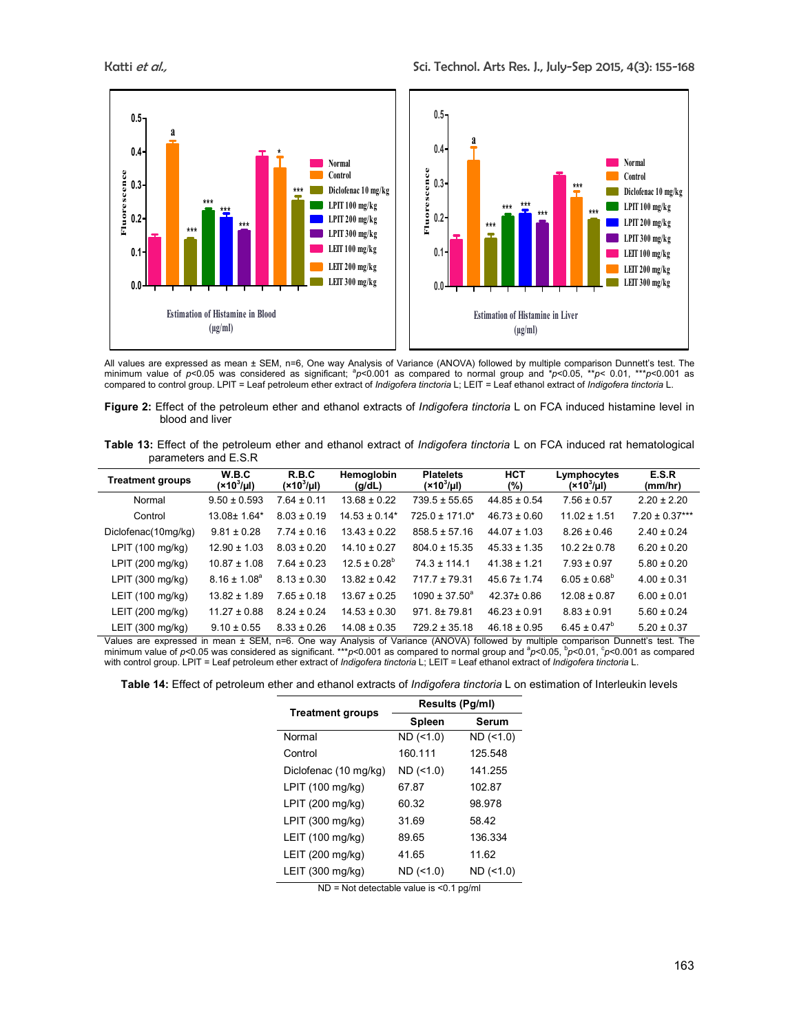All values are expressed as mean ± SEM, n=6, One way Analysis of Variance (ANOVA) followed by multiple comparison Dunnett's test. The minimum value of $p<0.05$ was considered as significant; [a]$p<0.001$ as compared to normal group and *$p<0.05$, **$p<0.01$, ***$p<0.001$ as compared to control group. LPIT = Leaf petroleum ether extract of *Indigofera tinctoria* L; LEIT = Leaf ethanol extract of *Indigofera tinctoria* L.

**Figure 2:** Effect of the petroleum ether and ethanol extracts of *Indigofera tinctoria* L on FCA induced histamine level in blood and liver

**Table 13:** Effect of the petroleum ether and ethanol extract of *Indigofera tinctoria* L on FCA induced rat hematological parameters and E.S.R

| Treatment groups | W.B.C ($\times10^3/\mu l$) | R.B.C ($\times10^3/\mu l$) | Hemoglobin (g/dL) | Platelets ($\times10^3/\mu l$) | HCT (%) | Lymphocytes ($\times10^3/\mu l$) | E.S.R (mm/hr) |
|---|---|---|---|---|---|---|---|
| Normal | 9.50 ± 0.593 | 7.64 ± 0.11 | 13.68 ± 0.22 | 739.5 ± 55.65 | 44.85 ± 0.54 | 7.56 ± 0.57 | 2.20 ± 2.20 |
| Control | 13.08± 1.64* | 8.03 ± 0.19 | 14.53 ± 0.14* | 725.0 ± 171.0* | 46.73 ± 0.60 | 11.02 ± 1.51 | 7.20 ± 0.37*** |
| Diclofenac(10mg/kg) | 9.81 ± 0.28 | 7.74 ± 0.16 | 13.43 ± 0.22 | 858.5 ± 57.16 | 44.07 ± 1.03 | 8.26 ± 0.46 | 2.40 ± 0.24 |
| LPIT (100 mg/kg) | 12.90 ± 1.03 | 8.03 ± 0.20 | 14.10 ± 0.27 | 804.0 ± 15.35 | 45.33 ± 1.35 | 10.2 2± 0.78 | 6.20 ± 0.20 |
| LPIT (200 mg/kg) | 10.87 ± 1.08 | 7.64 ± 0.23 | 12.5 ± 0.28[b] | 74.3 ± 114.1 | 41.38 ± 1.21 | 7.93 ± 0.97 | 5.80 ± 0.20 |
| LPIT (300 mg/kg) | 8.16 ± 1.08[a] | 8.13 ± 0.30 | 13.82 ± 0.42 | 717.7 ± 79.31 | 45.6 7± 1.74 | 6.05 ± 0.68[b] | 4.00 ± 0.31 |
| LEIT (100 mg/kg) | 13.82 ± 1.89 | 7.65 ± 0.18 | 13.67 ± 0.25 | 1090 ± 37.50[a] | 42.37± 0.86 | 12.08 ± 0.87 | 6.00 ± 0.01 |
| LEIT (200 mg/kg) | 11.27 ± 0.88 | 8.24 ± 0.24 | 14.53 ± 0.30 | 971. 8± 79.81 | 46.23 ± 0.91 | 8.83 ± 0.91 | 5.60 ± 0.24 |
| LEIT (300 mg/kg) | 9.10 ± 0.55 | 8.33 ± 0.26 | 14.08 ± 0.35 | 729.2 ± 35.18 | 46.18 ± 0.95 | 6.45 ± 0.47[b] | 5.20 ± 0.37 |

Values are expressed in mean ± SEM, n=6. One way Analysis of Variance (ANOVA) followed by multiple comparison Dunnett's test. The minimum value of $p<0.05$ was considered as significant. ***$p<0.001$ as compared to normal group and [a]$p<0.05$, [b]$p<0.01$, [c]$p<0.001$ as compared with control group. LPIT = Leaf petroleum ether extract of *Indigofera tinctoria* L; LEIT = Leaf ethanol extract of *Indigofera tinctoria* L.

**Table 14:** Effect of petroleum ether and ethanol extracts of *Indigofera tinctoria* L on estimation of Interleukin levels

| Treatment groups | Results (Pg/ml) | |
|---|---|---|
| | Spleen | Serum |
| Normal | ND (<1.0) | ND (<1.0) |
| Control | 160.111 | 125.548 |
| Diclofenac (10 mg/kg) | ND (<1.0) | 141.255 |
| LPIT (100 mg/kg) | 67.87 | 102.87 |
| LPIT (200 mg/kg) | 60.32 | 98.978 |
| LPIT (300 mg/kg) | 31.69 | 58.42 |
| LEIT (100 mg/kg) | 89.65 | 136.334 |
| LEIT (200 mg/kg) | 41.65 | 11.62 |
| LEIT (300 mg/kg) | ND (<1.0) | ND (<1.0) |

ND = Not detectable value is <0.1 pg/ml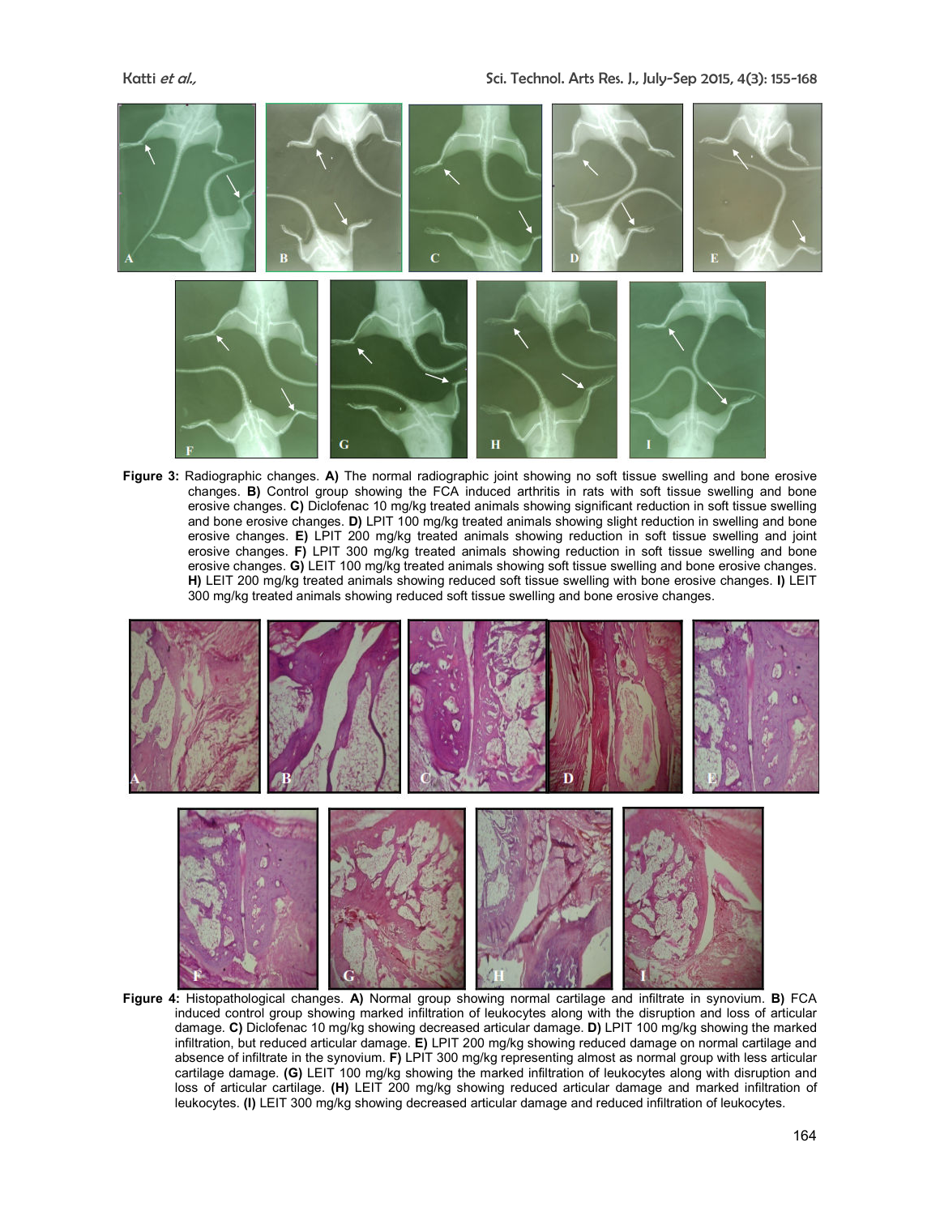**Figure 3:** Radiographic changes. **A)** The normal radiographic joint showing no soft tissue swelling and bone erosive changes. **B)** Control group showing the FCA induced arthritis in rats with soft tissue swelling and bone erosive changes. **C)** Diclofenac 10 mg/kg treated animals showing significant reduction in soft tissue swelling and bone erosive changes. **D)** LPIT 100 mg/kg treated animals showing slight reduction in swelling and bone erosive changes. **E)** LPIT 200 mg/kg treated animals showing reduction in soft tissue swelling and joint erosive changes. **F)** LPIT 300 mg/kg treated animals showing reduction in soft tissue swelling and bone erosive changes. **G)** LEIT 100 mg/kg treated animals showing soft tissue swelling and bone erosive changes. **H)** LEIT 200 mg/kg treated animals showing reduced soft tissue swelling with bone erosive changes. **I)** LEIT 300 mg/kg treated animals showing reduced soft tissue swelling and bone erosive changes.

**Figure 4:** Histopathological changes. **A)** Normal group showing normal cartilage and infiltrate in synovium. **B)** FCA induced control group showing marked infiltration of leukocytes along with the disruption and loss of articular damage. **C)** Diclofenac 10 mg/kg showing decreased articular damage. **D)** LPIT 100 mg/kg showing the marked infiltration, but reduced articular damage. **E)** LPIT 200 mg/kg showing reduced damage on normal cartilage and absence of infiltrate in the synovium. **F)** LPIT 300 mg/kg representing almost as normal group with less articular cartilage damage. **(G)** LEIT 100 mg/kg showing the marked infiltration of leukocytes along with disruption and loss of articular cartilage. **(H)** LEIT 200 mg/kg showing reduced articular damage and marked infiltration of leukocytes. **(I)** LEIT 300 mg/kg showing decreased articular damage and reduced infiltration of leukocytes.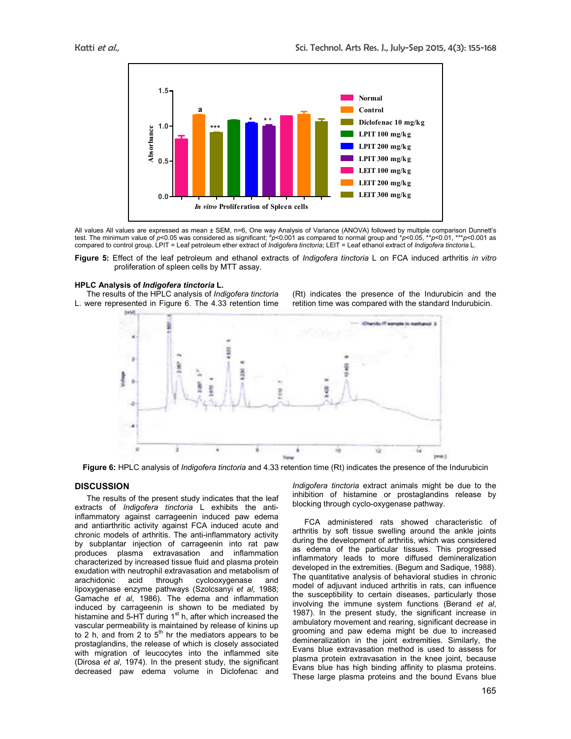All values All values are expressed as mean ± SEM, n=6, One way Analysis of Variance (ANOVA) followed by multiple comparison Dunnett's test. The minimum value of $p$<0.05 was considered as significant; [a]$p$<0.001 as compared to normal group and *$p$<0.05, **$p$<0.01, ***$p$<0.001 as compared to control group. LPIT = Leaf petroleum ether extract of *Indigofera tinctoria*; LEIT = Leaf ethanol extract of *Indigofera tinctoria* L.

**Figure 5:** Effect of the leaf petroleum and ethanol extracts of *Indigofera tinctoria* L on FCA induced arthritis *in vitro* proliferation of spleen cells by MTT assay.

### HPLC Analysis of *Indigofera tinctoria* L.

The results of the HPLC analysis of *Indigofera tinctoria* L. were represented in Figure 6. The 4.33 retention time (Rt) indicates the presence of the Indurubicin and the retition time was compared with the standard Indurubicin.

**Figure 6:** HPLC analysis of *Indigofera tinctoria* and 4.33 retention time (Rt) indicates the presence of the Indurubicin

## DISCUSSION

The results of the present study indicates that the leaf extracts of *Indigofera tinctoria* L exhibits the anti-inflammatory against carrageenin induced paw edema and antiarthritic activity against FCA induced acute and chronic models of arthritis. The anti-inflammatory activity by subplantar injection of carrageenin into rat paw produces plasma extravasation and inflammation characterized by increased tissue fluid and plasma protein exudation with neutrophil extravasation and metabolism of arachidonic acid through cyclooxygenase and lipoxygenase enzyme pathways (Szolcsanyi *et al*, 1988; Gamache *et al*, 1986). The edema and inflammation induced by carrageenin is shown to be mediated by histamine and 5-HT during 1st h, after which increased the vascular permeability is maintained by release of kinins up to 2 h, and from 2 to 5th hr the mediators appears to be prostaglandins, the release of which is closely associated with migration of leucocytes into the inflammed site (Dirosa *et al*, 1974). In the present study, the significant decreased paw edema volume in Diclofenac and *Indigofera tinctoria* extract animals might be due to the inhibition of histamine or prostaglandins release by blocking through cyclo-oxygenase pathway.

FCA administered rats showed characteristic of arthritis by soft tissue swelling around the ankle joints during the development of arthritis, which was considered as edema of the particular tissues. This progressed inflammatory leads to more diffused demineralization developed in the extremities. (Begum and Sadique, 1988). The quantitative analysis of behavioral studies in chronic model of adjuvant induced arthritis in rats, can influence the susceptibility to certain diseases, particularly those involving the immune system functions (Berand *et al*, 1987). In the present study, the significant increase in ambulatory movement and rearing, significant decrease in grooming and paw edema might be due to increased demineralization in the joint extremities. Similarly, the Evans blue extravasation method is used to assess for plasma protein extravasation in the knee joint, because Evans blue has high binding affinity to plasma proteins. These large plasma proteins and the bound Evans blue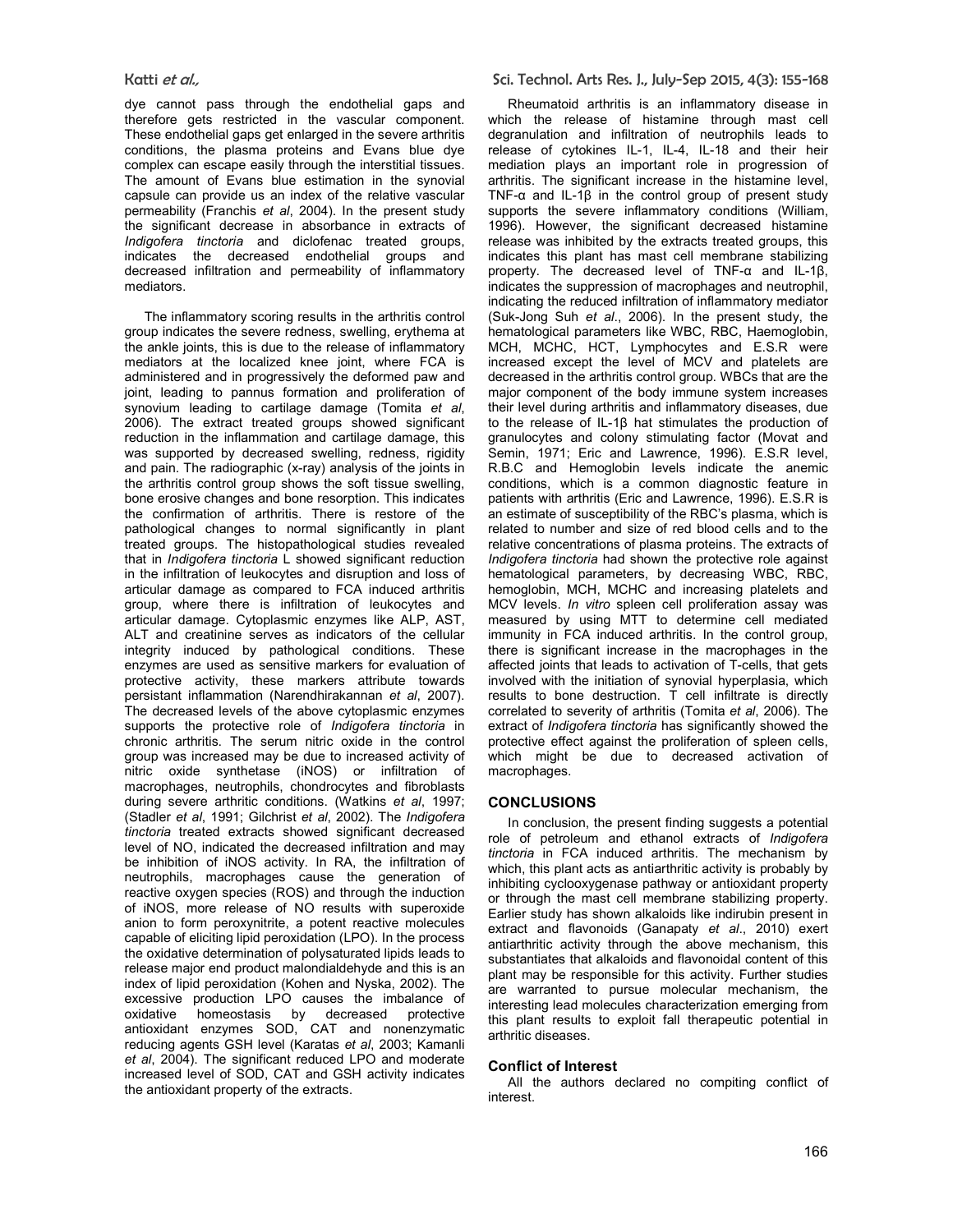dye cannot pass through the endothelial gaps and therefore gets restricted in the vascular component. These endothelial gaps get enlarged in the severe arthritis conditions, the plasma proteins and Evans blue dye complex can escape easily through the interstitial tissues. The amount of Evans blue estimation in the synovial capsule can provide us an index of the relative vascular permeability (Franchis *et al*, 2004). In the present study the significant decrease in absorbance in extracts of *Indigofera tinctoria* and diclofenac treated groups, indicates the decreased endothelial groups and decreased infiltration and permeability of inflammatory mediators.

The inflammatory scoring results in the arthritis control group indicates the severe redness, swelling, erythema at the ankle joints, this is due to the release of inflammatory mediators at the localized knee joint, where FCA is administered and in progressively the deformed paw and joint, leading to pannus formation and proliferation of synovium leading to cartilage damage (Tomita *et al*, 2006). The extract treated groups showed significant reduction in the inflammation and cartilage damage, this was supported by decreased swelling, redness, rigidity and pain. The radiographic (x-ray) analysis of the joints in the arthritis control group shows the soft tissue swelling, bone erosive changes and bone resorption. This indicates the confirmation of arthritis. There is restore of the pathological changes to normal significantly in plant treated groups. The histopathological studies revealed that in *Indigofera tinctoria* L showed significant reduction in the infiltration of leukocytes and disruption and loss of articular damage as compared to FCA induced arthritis group, where there is infiltration of leukocytes and articular damage. Cytoplasmic enzymes like ALP, AST, ALT and creatinine serves as indicators of the cellular integrity induced by pathological conditions. These enzymes are used as sensitive markers for evaluation of protective activity, these markers attribute towards persistant inflammation (Narendhirakannan *et al*, 2007). The decreased levels of the above cytoplasmic enzymes supports the protective role of *Indigofera tinctoria* in chronic arthritis. The serum nitric oxide in the control group was increased may be due to increased activity of nitric oxide synthetase (iNOS) or infiltration of macrophages, neutrophils, chondrocytes and fibroblasts during severe arthritic conditions. (Watkins *et al*, 1997; (Stadler *et al*, 1991; Gilchrist *et al*, 2002). The *Indigofera tinctoria* treated extracts showed significant decreased level of NO, indicated the decreased infiltration and may be inhibition of iNOS activity. In RA, the infiltration of neutrophils, macrophages cause the generation of reactive oxygen species (ROS) and through the induction of iNOS, more release of NO results with superoxide anion to form peroxynitrite, a potent reactive molecules capable of eliciting lipid peroxidation (LPO). In the process the oxidative determination of polysaturated lipids leads to release major end product malondialdehyde and this is an index of lipid peroxidation (Kohen and Nyska, 2002). The excessive production LPO causes the imbalance of oxidative homeostasis by decreased protective antioxidant enzymes SOD, CAT and nonenzymatic reducing agents GSH level (Karatas *et al*, 2003; Kamanli *et al*, 2004). The significant reduced LPO and moderate increased level of SOD, CAT and GSH activity indicates the antioxidant property of the extracts.

Rheumatoid arthritis is an inflammatory disease in which the release of histamine through mast cell degranulation and infiltration of neutrophils leads to release of cytokines IL-1, IL-4, IL-18 and their heir mediation plays an important role in progression of arthritis. The significant increase in the histamine level, TNF-α and IL-1β in the control group of present study supports the severe inflammatory conditions (William, 1996). However, the significant decreased histamine release was inhibited by the extracts treated groups, this indicates this plant has mast cell membrane stabilizing property. The decreased level of TNF-α and IL-1β, indicates the suppression of macrophages and neutrophil, indicating the reduced infiltration of inflammatory mediator (Suk-Jong Suh *et al*., 2006). In the present study, the hematological parameters like WBC, RBC, Haemoglobin, MCH, MCHC, HCT, Lymphocytes and E.S.R were increased except the level of MCV and platelets are decreased in the arthritis control group. WBCs that are the major component of the body immune system increases their level during arthritis and inflammatory diseases, due to the release of IL-1β hat stimulates the production of granulocytes and colony stimulating factor (Movat and Semin, 1971; Eric and Lawrence, 1996). E.S.R level, R.B.C and Hemoglobin levels indicate the anemic conditions, which is a common diagnostic feature in patients with arthritis (Eric and Lawrence, 1996). E.S.R is an estimate of susceptibility of the RBC's plasma, which is related to number and size of red blood cells and to the relative concentrations of plasma proteins. The extracts of *Indigofera tinctoria* had shown the protective role against hematological parameters, by decreasing WBC, RBC, hemoglobin, MCH, MCHC and increasing platelets and MCV levels. *In vitro* spleen cell proliferation assay was measured by using MTT to determine cell mediated immunity in FCA induced arthritis. In the control group, there is significant increase in the macrophages in the affected joints that leads to activation of T-cells, that gets involved with the initiation of synovial hyperplasia, which results to bone destruction. T cell infiltrate is directly correlated to severity of arthritis (Tomita *et al*, 2006). The extract of *Indigofera tinctoria* has significantly showed the protective effect against the proliferation of spleen cells, which might be due to decreased activation of macrophages.

## CONCLUSIONS

In conclusion, the present finding suggests a potential role of petroleum and ethanol extracts of *Indigofera tinctoria* in FCA induced arthritis. The mechanism by which, this plant acts as antiarthritic activity is probably by inhibiting cyclooxygenase pathway or antioxidant property or through the mast cell membrane stabilizing property. Earlier study has shown alkaloids like indirubin present in extract and flavonoids (Ganapaty *et al*., 2010) exert antiarthritic activity through the above mechanism, this substantiates that alkaloids and flavonoidal content of this plant may be responsible for this activity. Further studies are warranted to pursue molecular mechanism, the interesting lead molecules characterization emerging from this plant results to exploit fall therapeutic potential in arthritic diseases.

### Conflict of Interest

All the authors declared no compiting conflict of interest.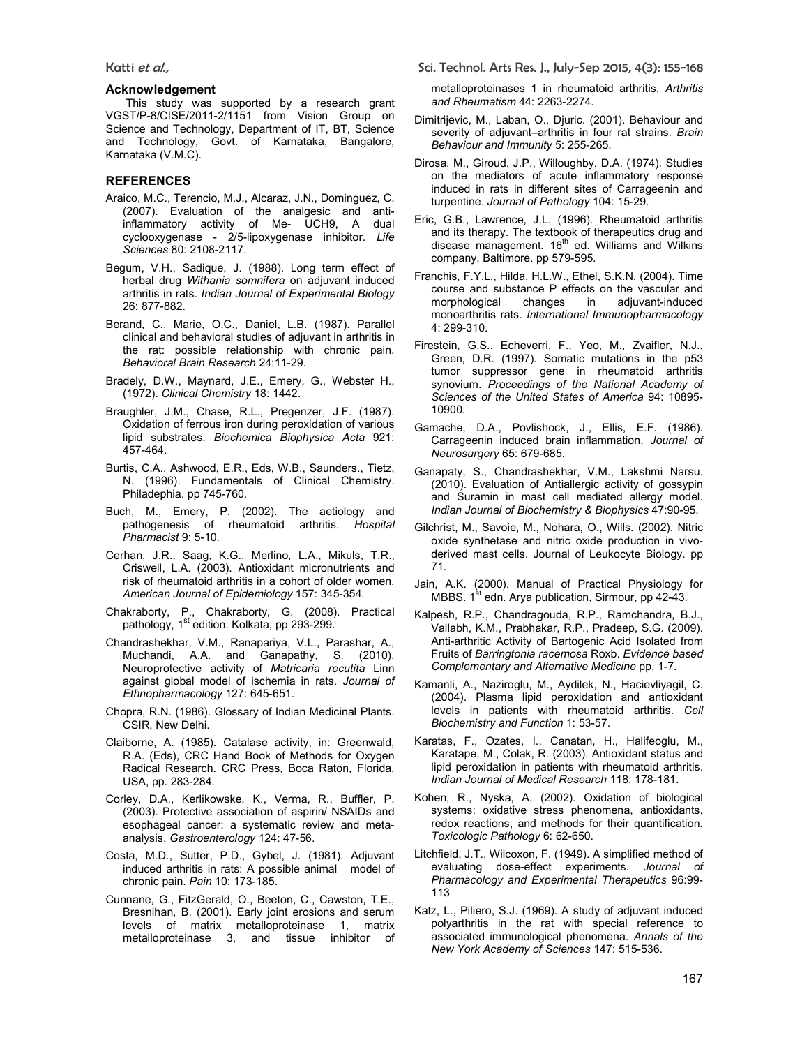## Acknowledgement

This study was supported by a research grant VGST/P-8/CISE/2011-2/1151 from Vision Group on Science and Technology, Department of IT, BT, Science and Technology, Govt. of Karnataka, Bangalore, Karnataka (V.M.C).

## REFERENCES

Araico, M.C., Terencio, M.J., Alcaraz, J.N., Dominguez, C. (2007). Evaluation of the analgesic and anti-inflammatory activity of Me- UCH9, A dual cyclooxygenase - 2/5-lipoxygenase inhibitor. *Life Sciences* 80: 2108-2117.

Begum, V.H., Sadique, J. (1988). Long term effect of herbal drug *Withania somnifera* on adjuvant induced arthritis in rats. *Indian Journal of Experimental Biology* 26: 877-882.

Berand, C., Marie, O.C., Daniel, L.B. (1987). Parallel clinical and behavioral studies of adjuvant in arthritis in the rat: possible relationship with chronic pain. *Behavioral Brain Research* 24:11-29.

Bradely, D.W., Maynard, J.E., Emery, G., Webster H., (1972). *Clinical Chemistry* 18: 1442.

Braughler, J.M., Chase, R.L., Pregenzer, J.F. (1987). Oxidation of ferrous iron during peroxidation of various lipid substrates. *Biochemica Biophysica Acta* 921: 457-464.

Burtis, C.A., Ashwood, E.R., Eds, W.B., Saunders., Tietz, N. (1996). Fundamentals of Clinical Chemistry. Philadephia. pp 745-760.

Buch, M., Emery, P. (2002). The aetiology and pathogenesis of rheumatoid arthritis. *Hospital Pharmacist* 9: 5-10.

Cerhan, J.R., Saag, K.G., Merlino, L.A., Mikuls, T.R., Criswell, L.A. (2003). Antioxidant micronutrients and risk of rheumatoid arthritis in a cohort of older women. *American Journal of Epidemiology* 157: 345-354.

Chakraborty, P., Chakraborty, G. (2008). Practical pathology, 1st edition. Kolkata, pp 293-299.

Chandrashekhar, V.M., Ranapariya, V.L., Parashar, A., Muchandi, A.A. and Ganapathy, S. (2010). Neuroprotective activity of *Matricaria recutita* Linn against global model of ischemia in rats. *Journal of Ethnopharmacology* 127: 645-651.

Chopra, R.N. (1986). Glossary of Indian Medicinal Plants. CSIR, New Delhi.

Claiborne, A. (1985). Catalase activity, in: Greenwald, R.A. (Eds), CRC Hand Book of Methods for Oxygen Radical Research. CRC Press, Boca Raton, Florida, USA, pp. 283-284.

Corley, D.A., Kerlikowske, K., Verma, R., Buffler, P. (2003). Protective association of aspirin/ NSAIDs and esophageal cancer: a systematic review and meta-analysis. *Gastroenterology* 124: 47-56.

Costa, M.D., Sutter, P.D., Gybel, J. (1981). Adjuvant induced arthritis in rats: A possible animal model of chronic pain. *Pain* 10: 173-185.

Cunnane, G., FitzGerald, O., Beeton, C., Cawston, T.E., Bresnihan, B. (2001). Early joint erosions and serum levels of matrix metalloproteinase 1, matrix metalloproteinase 3, and tissue inhibitor of metalloproteinases 1 in rheumatoid arthritis. *Arthritis and Rheumatism* 44: 2263-2274.

Dimitrijevic, M., Laban, O., Djuric. (2001). Behaviour and severity of adjuvant–arthritis in four rat strains. *Brain Behaviour and Immunity* 5: 255-265.

Dirosa, M., Giroud, J.P., Willoughby, D.A. (1974). Studies on the mediators of acute inflammatory response induced in rats in different sites of Carrageenin and turpentine. *Journal of Pathology* 104: 15-29.

Eric, G.B., Lawrence, J.L. (1996). Rheumatoid arthritis and its therapy. The textbook of therapeutics drug and disease management. 16th ed. Williams and Wilkins company, Baltimore. pp 579-595.

Franchis, F.Y.L., Hilda, H.L.W., Ethel, S.K.N. (2004). Time course and substance P effects on the vascular and morphological changes in adjuvant-induced monoarthritis rats. *International Immunopharmacology* 4: 299-310.

Firestein, G.S., Echeverri, F., Yeo, M., Zvaifler, N.J., Green, D.R. (1997). Somatic mutations in the p53 tumor suppressor gene in rheumatoid arthritis synovium. *Proceedings of the National Academy of Sciences of the United States of America* 94: 10895-10900.

Gamache, D.A., Povlishock, J., Ellis, E.F. (1986). Carrageenin induced brain inflammation. *Journal of Neurosurgery* 65: 679-685.

Ganapaty, S., Chandrashekhar, V.M., Lakshmi Narsu. (2010). Evaluation of Antiallergic activity of gossypin and Suramin in mast cell mediated allergy model. *Indian Journal of Biochemistry & Biophysics* 47:90-95.

Gilchrist, M., Savoie, M., Nohara, O., Wills. (2002). Nitric oxide synthetase and nitric oxide production in vivo-derived mast cells. Journal of Leukocyte Biology. pp 71.

Jain, A.K. (2000). Manual of Practical Physiology for MBBS. 1st edn. Arya publication, Sirmour, pp 42-43.

Kalpesh, R.P., Chandragouda, R.P., Ramchandra, B.J., Vallabh, K.M., Prabhakar, R.P., Pradeep, S.G. (2009). Anti-arthritic Activity of Bartogenic Acid Isolated from Fruits of *Barringtonia racemosa* Roxb. *Evidence based Complementary and Alternative Medicine* pp, 1-7.

Kamanli, A., Naziroglu, M., Aydilek, N., Hacievliyagil, C. (2004). Plasma lipid peroxidation and antioxidant levels in patients with rheumatoid arthritis. *Cell Biochemistry and Function* 1: 53-57.

Karatas, F., Ozates, I., Canatan, H., Halifeoglu, M., Karatape, M., Colak, R. (2003). Antioxidant status and lipid peroxidation in patients with rheumatoid arthritis. *Indian Journal of Medical Research* 118: 178-181.

Kohen, R., Nyska, A. (2002). Oxidation of biological systems: oxidative stress phenomena, antioxidants, redox reactions, and methods for their quantification. *Toxicologic Pathology* 6: 62-650.

Litchfield, J.T., Wilcoxon, F. (1949). A simplified method of evaluating dose-effect experiments. *Journal of Pharmacology and Experimental Therapeutics* 96:99-113

Katz, L., Piliero, S.J. (1969). A study of adjuvant induced polyarthritis in the rat with special reference to associated immunological phenomena. *Annals of the New York Academy of Sciences* 147: 515-536.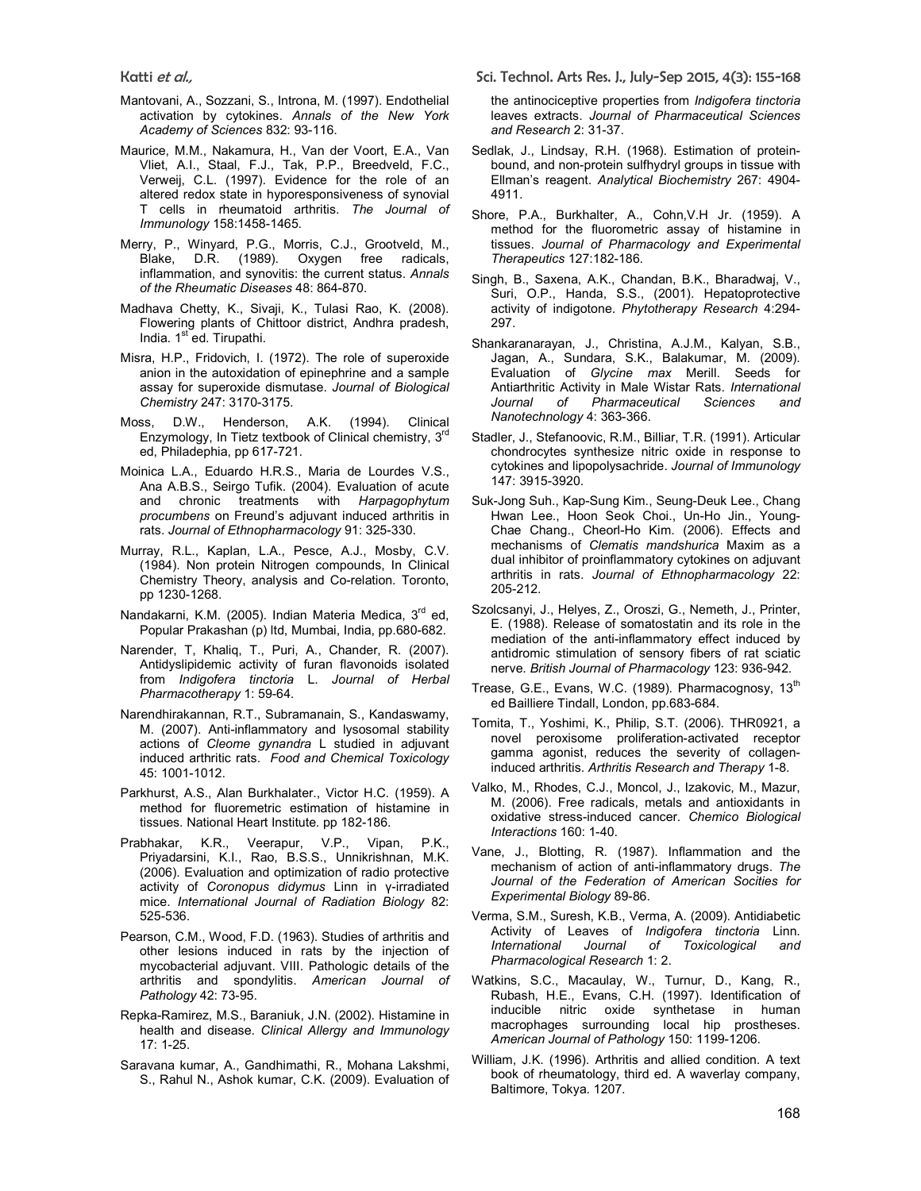Mantovani, A., Sozzani, S., Introna, M. (1997). Endothelial activation by cytokines. *Annals of the New York Academy of Sciences* 832: 93-116.

Maurice, M.M., Nakamura, H., Van der Voort, E.A., Van Vliet, A.I., Staal, F.J., Tak, P.P., Breedveld, F.C., Verweij, C.L. (1997). Evidence for the role of an altered redox state in hyporesponsiveness of synovial T cells in rheumatoid arthritis. *The Journal of Immunology* 158:1458-1465.

Merry, P., Winyard, P.G., Morris, C.J., Grootveld, M., Blake, D.R. (1989). Oxygen free radicals, inflammation, and synovitis: the current status. *Annals of the Rheumatic Diseases* 48: 864-870.

Madhava Chetty, K., Sivaji, K., Tulasi Rao, K. (2008). Flowering plants of Chittoor district, Andhra pradesh, India. 1st ed. Tirupathi.

Misra, H.P., Fridovich, I. (1972). The role of superoxide anion in the autoxidation of epinephrine and a sample assay for superoxide dismutase. *Journal of Biological Chemistry* 247: 3170-3175.

Moss, D.W., Henderson, A.K. (1994). Clinical Enzymology, In Tietz textbook of Clinical chemistry, 3rd ed, Philadephia, pp 617-721.

Moinica L.A., Eduardo H.R.S., Maria de Lourdes V.S., Ana A.B.S., Seirgo Tufik. (2004). Evaluation of acute and chronic treatments with *Harpagophytum procumbens* on Freund's adjuvant induced arthritis in rats. *Journal of Ethnopharmacology* 91: 325-330.

Murray, R.L., Kaplan, L.A., Pesce, A.J., Mosby, C.V. (1984). Non protein Nitrogen compounds, In Clinical Chemistry Theory, analysis and Co-relation. Toronto, pp 1230-1268.

Nandakarni, K.M. (2005). Indian Materia Medica, 3rd ed, Popular Prakashan (p) ltd, Mumbai, India, pp.680-682.

Narender, T, Khaliq, T., Puri, A., Chander, R. (2007). Antidyslipidemic activity of furan flavonoids isolated from *Indigofera tinctoria* L. *Journal of Herbal Pharmacotherapy* 1: 59-64.

Narendhirakannan, R.T., Subramanain, S., Kandaswamy, M. (2007). Anti-inflammatory and lysosomal stability actions of *Cleome gynandra* L studied in adjuvant induced arthritic rats. *Food and Chemical Toxicology* 45: 1001-1012.

Parkhurst, A.S., Alan Burkhalater., Victor H.C. (1959). A method for fluoremetric estimation of histamine in tissues. National Heart Institute. pp 182-186.

Prabhakar, K.R., Veerapur, V.P., Vipan, P.K., Priyadarsini, K.I., Rao, B.S.S., Unnikrishnan, M.K. (2006). Evaluation and optimization of radio protective activity of *Coronopus didymus* Linn in γ-irradiated mice. *International Journal of Radiation Biology* 82: 525-536.

Pearson, C.M., Wood, F.D. (1963). Studies of arthritis and other lesions induced in rats by the injection of mycobacterial adjuvant. VIII. Pathologic details of the arthritis and spondylitis. *American Journal of Pathology* 42: 73-95.

Repka-Ramirez, M.S., Baraniuk, J.N. (2002). Histamine in health and disease. *Clinical Allergy and Immunology* 17: 1-25.

Saravana kumar, A., Gandhimathi, R., Mohana Lakshmi, S., Rahul N., Ashok kumar, C.K. (2009). Evaluation of the antinociceptive properties from *Indigofera tinctoria* leaves extracts. *Journal of Pharmaceutical Sciences and Research* 2: 31-37.

Sedlak, J., Lindsay, R.H. (1968). Estimation of protein-bound, and non-protein sulfhydryl groups in tissue with Ellman's reagent. *Analytical Biochemistry* 267: 4904-4911.

Shore, P.A., Burkhalter, A., Cohn,V.H Jr. (1959). A method for the fluorometric assay of histamine in tissues. *Journal of Pharmacology and Experimental Therapeutics* 127:182-186.

Singh, B., Saxena, A.K., Chandan, B.K., Bharadwaj, V., Suri, O.P., Handa, S.S., (2001). Hepatoprotective activity of indigotone. *Phytotherapy Research* 4:294-297.

Shankaranarayan, J., Christina, A.J.M., Kalyan, S.B., Jagan, A., Sundara, S.K., Balakumar, M. (2009). Evaluation of *Glycine max* Merill. Seeds for Antiarthritic Activity in Male Wistar Rats. *International Journal of Pharmaceutical Sciences and Nanotechnology* 4: 363-366.

Stadler, J., Stefanoovic, R.M., Billiar, T.R. (1991). Articular chondrocytes synthesize nitric oxide in response to cytokines and lipopolysachride. *Journal of Immunology* 147: 3915-3920.

Suk-Jong Suh., Kap-Sung Kim., Seung-Deuk Lee., Chang Hwan Lee., Hoon Seok Choi., Un-Ho Jin., Young-Chae Chang., Cheorl-Ho Kim. (2006). Effects and mechanisms of *Clematis mandshurica* Maxim as a dual inhibitor of proinflammatory cytokines on adjuvant arthritis in rats. *Journal of Ethnopharmacology* 22: 205-212.

Szolcsanyi, J., Helyes, Z., Oroszi, G., Nemeth, J., Printer, E. (1988). Release of somatostatin and its role in the mediation of the anti-inflammatory effect induced by antidromic stimulation of sensory fibers of rat sciatic nerve. *British Journal of Pharmacology* 123: 936-942.

Trease, G.E., Evans, W.C. (1989). Pharmacognosy, 13th ed Bailliere Tindall, London, pp.683-684.

Tomita, T., Yoshimi, K., Philip, S.T. (2006). THR0921, a novel peroxisome proliferation-activated receptor gamma agonist, reduces the severity of collagen-induced arthritis. *Arthritis Research and Therapy* 1-8.

Valko, M., Rhodes, C.J., Moncol, J., Izakovic, M., Mazur, M. (2006). Free radicals, metals and antioxidants in oxidative stress-induced cancer. *Chemico Biological Interactions* 160: 1-40.

Vane, J., Blotting, R. (1987). Inflammation and the mechanism of action of anti-inflammatory drugs. *The Journal of the Federation of American Socities for Experimental Biology* 89-86.

Verma, S.M., Suresh, K.B., Verma, A. (2009). Antidiabetic Activity of Leaves of *Indigofera tinctoria* Linn. *International Journal of Toxicological and Pharmacological Research* 1: 2.

Watkins, S.C., Macaulay, W., Turnur, D., Kang, R., Rubash, H.E., Evans, C.H. (1997). Identification of inducible nitric oxide synthetase in human macrophages surrounding local hip prostheses. *American Journal of Pathology* 150: 1199-1206.

William, J.K. (1996). Arthritis and allied condition. A text book of rheumatology, third ed. A waverlay company, Baltimore, Tokya. 1207.